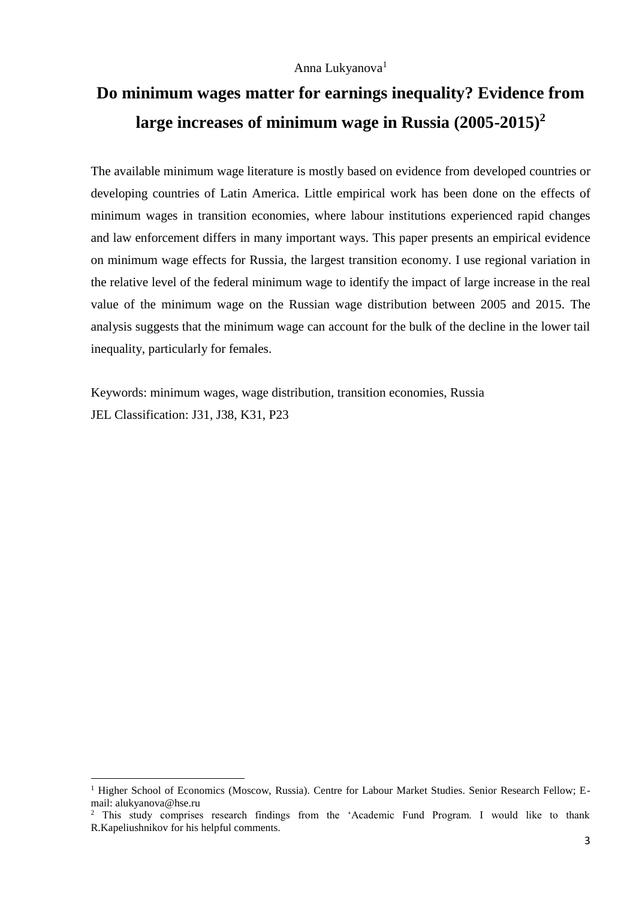Anna Lukyanova[1]

# Do minimum wages matter for earnings inequality? Evidence from large increases of minimum wage in Russia (2005-2015)[2]

The available minimum wage literature is mostly based on evidence from developed countries or developing countries of Latin America. Little empirical work has been done on the effects of minimum wages in transition economies, where labour institutions experienced rapid changes and law enforcement differs in many important ways. This paper presents an empirical evidence on minimum wage effects for Russia, the largest transition economy. I use regional variation in the relative level of the federal minimum wage to identify the impact of large increase in the real value of the minimum wage on the Russian wage distribution between 2005 and 2015. The analysis suggests that the minimum wage can account for the bulk of the decline in the lower tail inequality, particularly for females.

Keywords: minimum wages, wage distribution, transition economies, Russia
JEL Classification: J31, J38, K31, P23

---

[1] Higher School of Economics (Moscow, Russia). Centre for Labour Market Studies. Senior Research Fellow; E-mail: alukyanova@hse.ru

[2] This study comprises research findings from the 'Academic Fund Program. I would like to thank R.Kapeliushnikov for his helpful comments.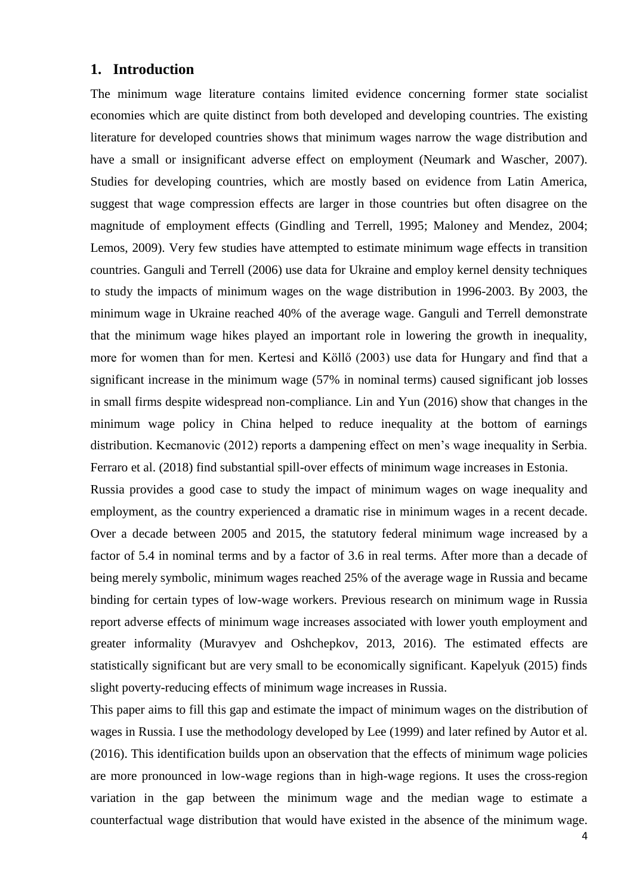## 1. Introduction

The minimum wage literature contains limited evidence concerning former state socialist economies which are quite distinct from both developed and developing countries. The existing literature for developed countries shows that minimum wages narrow the wage distribution and have a small or insignificant adverse effect on employment (Neumark and Wascher, 2007). Studies for developing countries, which are mostly based on evidence from Latin America, suggest that wage compression effects are larger in those countries but often disagree on the magnitude of employment effects (Gindling and Terrell, 1995; Maloney and Mendez, 2004; Lemos, 2009). Very few studies have attempted to estimate minimum wage effects in transition countries. Ganguli and Terrell (2006) use data for Ukraine and employ kernel density techniques to study the impacts of minimum wages on the wage distribution in 1996-2003. By 2003, the minimum wage in Ukraine reached 40% of the average wage. Ganguli and Terrell demonstrate that the minimum wage hikes played an important role in lowering the growth in inequality, more for women than for men. Kertesi and Köllő (2003) use data for Hungary and find that a significant increase in the minimum wage (57% in nominal terms) caused significant job losses in small firms despite widespread non-compliance. Lin and Yun (2016) show that changes in the minimum wage policy in China helped to reduce inequality at the bottom of earnings distribution. Kecmanovic (2012) reports a dampening effect on men's wage inequality in Serbia. Ferraro et al. (2018) find substantial spill-over effects of minimum wage increases in Estonia.

Russia provides a good case to study the impact of minimum wages on wage inequality and employment, as the country experienced a dramatic rise in minimum wages in a recent decade. Over a decade between 2005 and 2015, the statutory federal minimum wage increased by a factor of 5.4 in nominal terms and by a factor of 3.6 in real terms. After more than a decade of being merely symbolic, minimum wages reached 25% of the average wage in Russia and became binding for certain types of low-wage workers. Previous research on minimum wage in Russia report adverse effects of minimum wage increases associated with lower youth employment and greater informality (Muravyev and Oshchepkov, 2013, 2016). The estimated effects are statistically significant but are very small to be economically significant. Kapelyuk (2015) finds slight poverty-reducing effects of minimum wage increases in Russia.

This paper aims to fill this gap and estimate the impact of minimum wages on the distribution of wages in Russia. I use the methodology developed by Lee (1999) and later refined by Autor et al. (2016). This identification builds upon an observation that the effects of minimum wage policies are more pronounced in low-wage regions than in high-wage regions. It uses the cross-region variation in the gap between the minimum wage and the median wage to estimate a counterfactual wage distribution that would have existed in the absence of the minimum wage.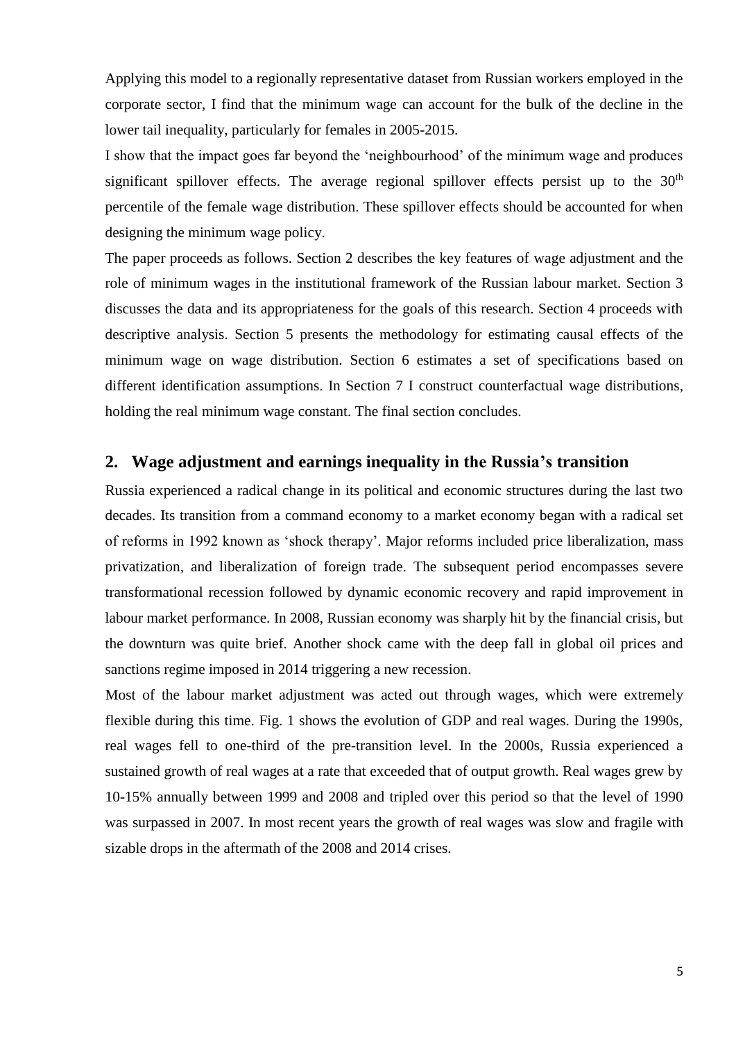Applying this model to a regionally representative dataset from Russian workers employed in the corporate sector, I find that the minimum wage can account for the bulk of the decline in the lower tail inequality, particularly for females in 2005-2015.

I show that the impact goes far beyond the 'neighbourhood' of the minimum wage and produces significant spillover effects. The average regional spillover effects persist up to the $30^{th}$ percentile of the female wage distribution. These spillover effects should be accounted for when designing the minimum wage policy.

The paper proceeds as follows. Section 2 describes the key features of wage adjustment and the role of minimum wages in the institutional framework of the Russian labour market. Section 3 discusses the data and its appropriateness for the goals of this research. Section 4 proceeds with descriptive analysis. Section 5 presents the methodology for estimating causal effects of the minimum wage on wage distribution. Section 6 estimates a set of specifications based on different identification assumptions. In Section 7 I construct counterfactual wage distributions, holding the real minimum wage constant. The final section concludes.

## 2. Wage adjustment and earnings inequality in the Russia's transition

Russia experienced a radical change in its political and economic structures during the last two decades. Its transition from a command economy to a market economy began with a radical set of reforms in 1992 known as 'shock therapy'. Major reforms included price liberalization, mass privatization, and liberalization of foreign trade. The subsequent period encompasses severe transformational recession followed by dynamic economic recovery and rapid improvement in labour market performance. In 2008, Russian economy was sharply hit by the financial crisis, but the downturn was quite brief. Another shock came with the deep fall in global oil prices and sanctions regime imposed in 2014 triggering a new recession.

Most of the labour market adjustment was acted out through wages, which were extremely flexible during this time. Fig. 1 shows the evolution of GDP and real wages. During the 1990s, real wages fell to one-third of the pre-transition level. In the 2000s, Russia experienced a sustained growth of real wages at a rate that exceeded that of output growth. Real wages grew by 10-15% annually between 1999 and 2008 and tripled over this period so that the level of 1990 was surpassed in 2007. In most recent years the growth of real wages was slow and fragile with sizable drops in the aftermath of the 2008 and 2014 crises.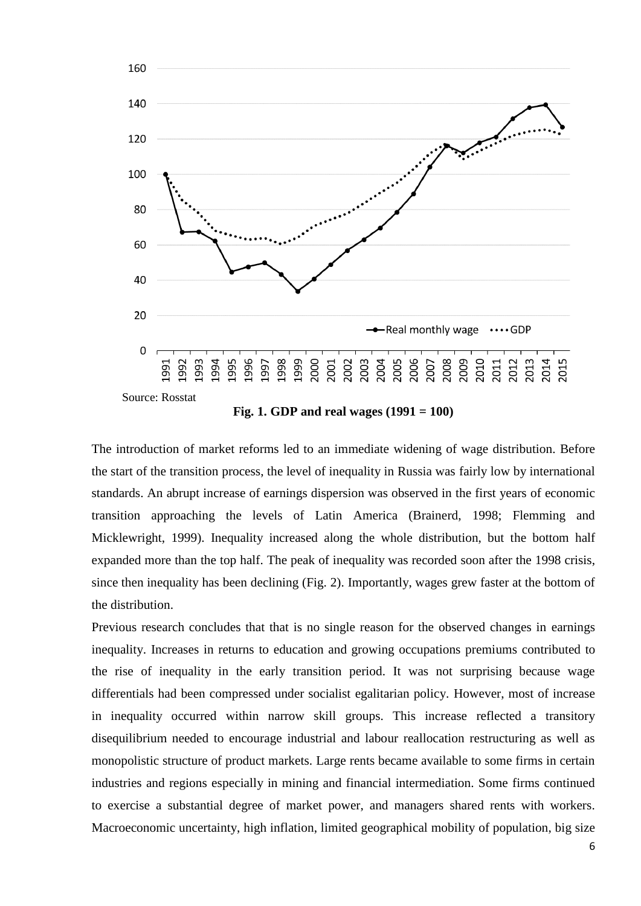Source: Rosstat

**Fig. 1. GDP and real wages (1991 = 100)**

The introduction of market reforms led to an immediate widening of wage distribution. Before the start of the transition process, the level of inequality in Russia was fairly low by international standards. An abrupt increase of earnings dispersion was observed in the first years of economic transition approaching the levels of Latin America (Brainerd, 1998; Flemming and Micklewright, 1999). Inequality increased along the whole distribution, but the bottom half expanded more than the top half. The peak of inequality was recorded soon after the 1998 crisis, since then inequality has been declining (Fig. 2). Importantly, wages grew faster at the bottom of the distribution.

Previous research concludes that that is no single reason for the observed changes in earnings inequality. Increases in returns to education and growing occupations premiums contributed to the rise of inequality in the early transition period. It was not surprising because wage differentials had been compressed under socialist egalitarian policy. However, most of increase in inequality occurred within narrow skill groups. This increase reflected a transitory disequilibrium needed to encourage industrial and labour reallocation restructuring as well as monopolistic structure of product markets. Large rents became available to some firms in certain industries and regions especially in mining and financial intermediation. Some firms continued to exercise a substantial degree of market power, and managers shared rents with workers. Macroeconomic uncertainty, high inflation, limited geographical mobility of population, big size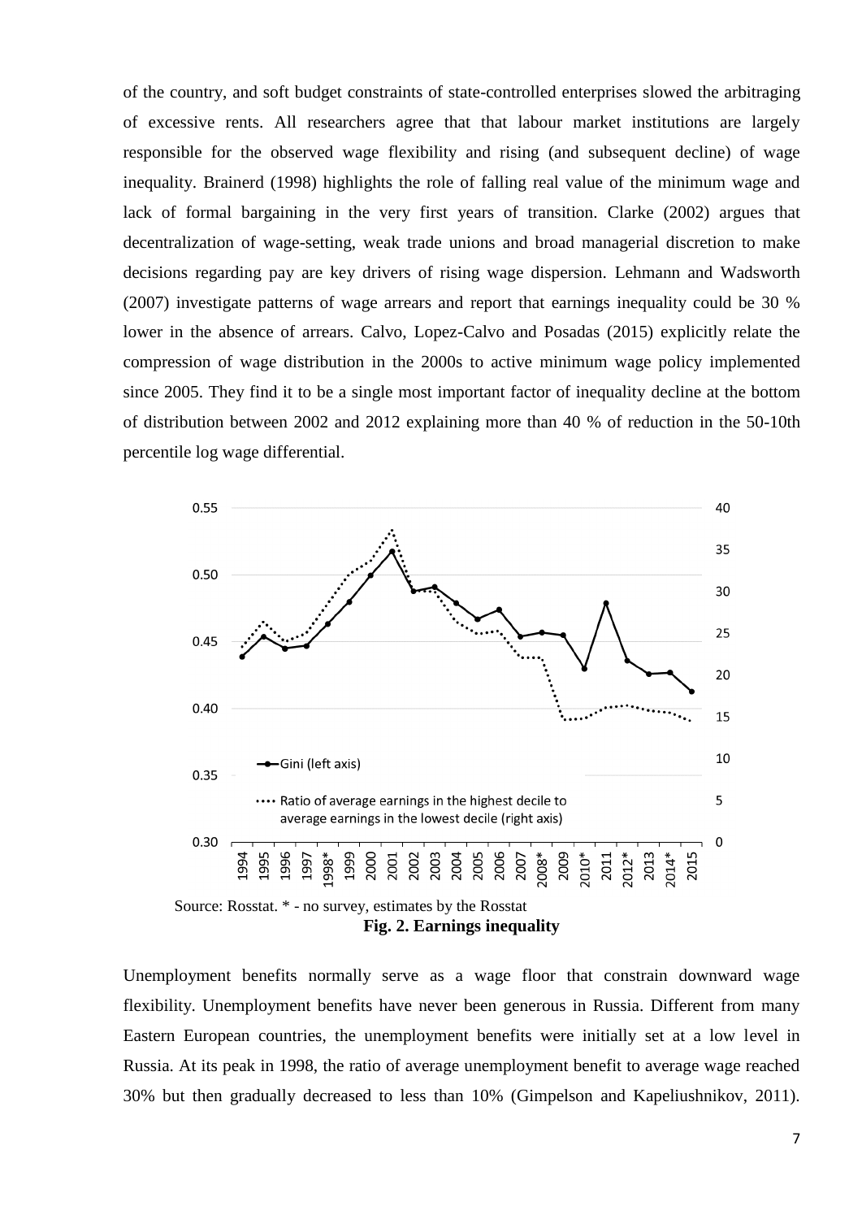of the country, and soft budget constraints of state-controlled enterprises slowed the arbitraging of excessive rents. All researchers agree that that labour market institutions are largely responsible for the observed wage flexibility and rising (and subsequent decline) of wage inequality. Brainerd (1998) highlights the role of falling real value of the minimum wage and lack of formal bargaining in the very first years of transition. Clarke (2002) argues that decentralization of wage-setting, weak trade unions and broad managerial discretion to make decisions regarding pay are key drivers of rising wage dispersion. Lehmann and Wadsworth (2007) investigate patterns of wage arrears and report that earnings inequality could be 30 % lower in the absence of arrears. Calvo, Lopez-Calvo and Posadas (2015) explicitly relate the compression of wage distribution in the 2000s to active minimum wage policy implemented since 2005. They find it to be a single most important factor of inequality decline at the bottom of distribution between 2002 and 2012 explaining more than 40 % of reduction in the 50-10th percentile log wage differential.

Source: Rosstat. * - no survey, estimates by the Rosstat

**Fig. 2. Earnings inequality**

Unemployment benefits normally serve as a wage floor that constrain downward wage flexibility. Unemployment benefits have never been generous in Russia. Different from many Eastern European countries, the unemployment benefits were initially set at a low level in Russia. At its peak in 1998, the ratio of average unemployment benefit to average wage reached 30% but then gradually decreased to less than 10% (Gimpelson and Kapeliushnikov, 2011).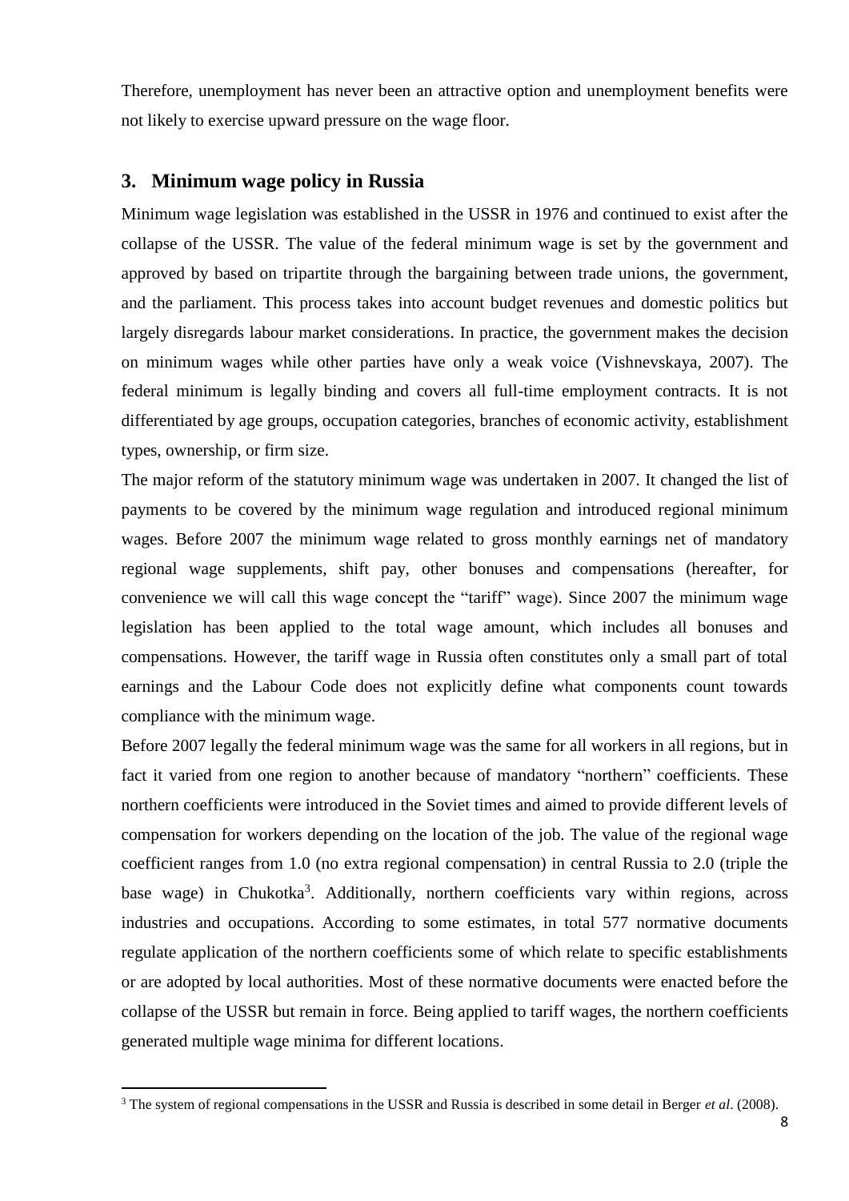Therefore, unemployment has never been an attractive option and unemployment benefits were not likely to exercise upward pressure on the wage floor.

## 3. Minimum wage policy in Russia

Minimum wage legislation was established in the USSR in 1976 and continued to exist after the collapse of the USSR. The value of the federal minimum wage is set by the government and approved by based on tripartite through the bargaining between trade unions, the government, and the parliament. This process takes into account budget revenues and domestic politics but largely disregards labour market considerations. In practice, the government makes the decision on minimum wages while other parties have only a weak voice (Vishnevskaya, 2007). The federal minimum is legally binding and covers all full-time employment contracts. It is not differentiated by age groups, occupation categories, branches of economic activity, establishment types, ownership, or firm size.

The major reform of the statutory minimum wage was undertaken in 2007. It changed the list of payments to be covered by the minimum wage regulation and introduced regional minimum wages. Before 2007 the minimum wage related to gross monthly earnings net of mandatory regional wage supplements, shift pay, other bonuses and compensations (hereafter, for convenience we will call this wage concept the "tariff" wage). Since 2007 the minimum wage legislation has been applied to the total wage amount, which includes all bonuses and compensations. However, the tariff wage in Russia often constitutes only a small part of total earnings and the Labour Code does not explicitly define what components count towards compliance with the minimum wage.

Before 2007 legally the federal minimum wage was the same for all workers in all regions, but in fact it varied from one region to another because of mandatory "northern" coefficients. These northern coefficients were introduced in the Soviet times and aimed to provide different levels of compensation for workers depending on the location of the job. The value of the regional wage coefficient ranges from 1.0 (no extra regional compensation) in central Russia to 2.0 (triple the base wage) in Chukotka[3]. Additionally, northern coefficients vary within regions, across industries and occupations. According to some estimates, in total 577 normative documents regulate application of the northern coefficients some of which relate to specific establishments or are adopted by local authorities. Most of these normative documents were enacted before the collapse of the USSR but remain in force. Being applied to tariff wages, the northern coefficients generated multiple wage minima for different locations.

[3] The system of regional compensations in the USSR and Russia is described in some detail in Berger *et al*. (2008).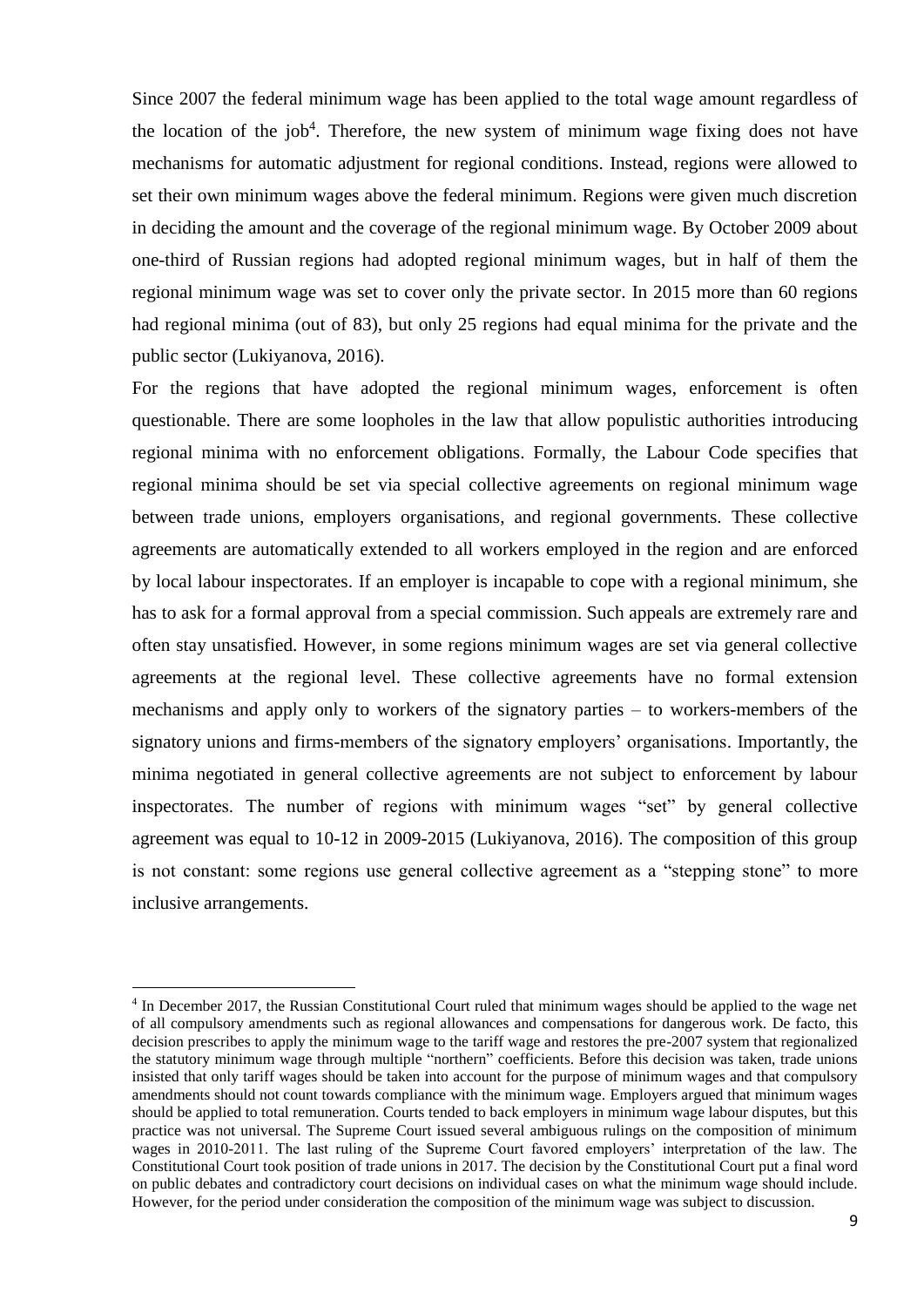Since 2007 the federal minimum wage has been applied to the total wage amount regardless of the location of the job[4]. Therefore, the new system of minimum wage fixing does not have mechanisms for automatic adjustment for regional conditions. Instead, regions were allowed to set their own minimum wages above the federal minimum. Regions were given much discretion in deciding the amount and the coverage of the regional minimum wage. By October 2009 about one-third of Russian regions had adopted regional minimum wages, but in half of them the regional minimum wage was set to cover only the private sector. In 2015 more than 60 regions had regional minima (out of 83), but only 25 regions had equal minima for the private and the public sector (Lukiyanova, 2016).

For the regions that have adopted the regional minimum wages, enforcement is often questionable. There are some loopholes in the law that allow populistic authorities introducing regional minima with no enforcement obligations. Formally, the Labour Code specifies that regional minima should be set via special collective agreements on regional minimum wage between trade unions, employers organisations, and regional governments. These collective agreements are automatically extended to all workers employed in the region and are enforced by local labour inspectorates. If an employer is incapable to cope with a regional minimum, she has to ask for a formal approval from a special commission. Such appeals are extremely rare and often stay unsatisfied. However, in some regions minimum wages are set via general collective agreements at the regional level. These collective agreements have no formal extension mechanisms and apply only to workers of the signatory parties – to workers-members of the signatory unions and firms-members of the signatory employers' organisations. Importantly, the minima negotiated in general collective agreements are not subject to enforcement by labour inspectorates. The number of regions with minimum wages "set" by general collective agreement was equal to 10-12 in 2009-2015 (Lukiyanova, 2016). The composition of this group is not constant: some regions use general collective agreement as a "stepping stone" to more inclusive arrangements.

---

[4] In December 2017, the Russian Constitutional Court ruled that minimum wages should be applied to the wage net of all compulsory amendments such as regional allowances and compensations for dangerous work. De facto, this decision prescribes to apply the minimum wage to the tariff wage and restores the pre-2007 system that regionalized the statutory minimum wage through multiple "northern" coefficients. Before this decision was taken, trade unions insisted that only tariff wages should be taken into account for the purpose of minimum wages and that compulsory amendments should not count towards compliance with the minimum wage. Employers argued that minimum wages should be applied to total remuneration. Courts tended to back employers in minimum wage labour disputes, but this practice was not universal. The Supreme Court issued several ambiguous rulings on the composition of minimum wages in 2010-2011. The last ruling of the Supreme Court favored employers' interpretation of the law. The Constitutional Court took position of trade unions in 2017. The decision by the Constitutional Court put a final word on public debates and contradictory court decisions on individual cases on what the minimum wage should include. However, for the period under consideration the composition of the minimum wage was subject to discussion.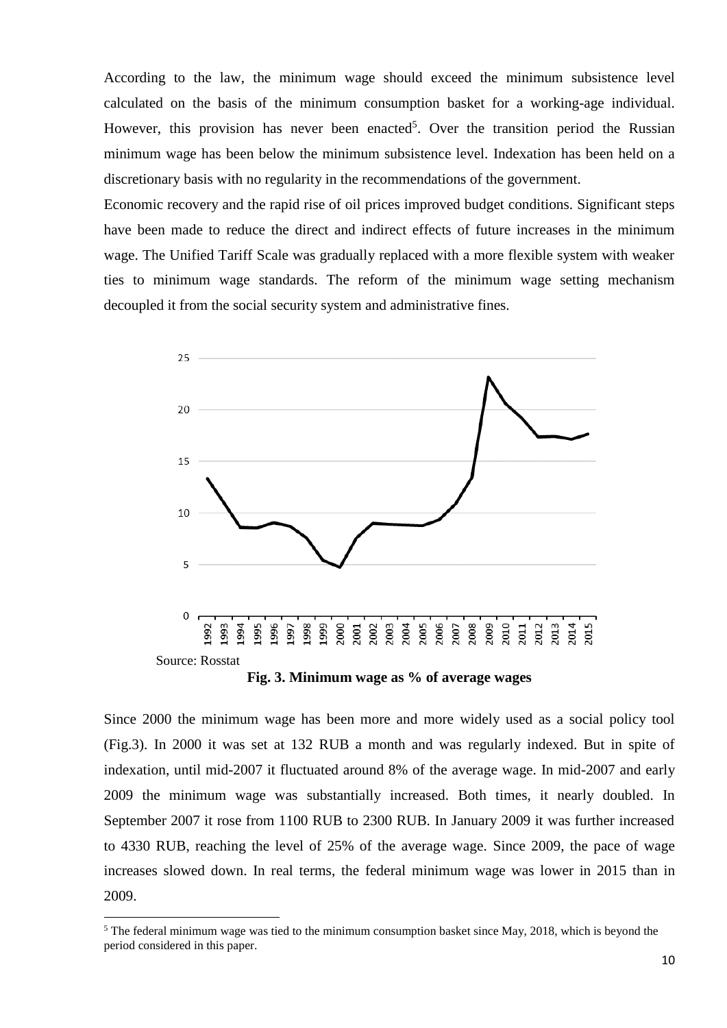According to the law, the minimum wage should exceed the minimum subsistence level calculated on the basis of the minimum consumption basket for a working-age individual. However, this provision has never been enacted[5]. Over the transition period the Russian minimum wage has been below the minimum subsistence level. Indexation has been held on a discretionary basis with no regularity in the recommendations of the government.

Economic recovery and the rapid rise of oil prices improved budget conditions. Significant steps have been made to reduce the direct and indirect effects of future increases in the minimum wage. The Unified Tariff Scale was gradually replaced with a more flexible system with weaker ties to minimum wage standards. The reform of the minimum wage setting mechanism decoupled it from the social security system and administrative fines.

Source: Rosstat

**Fig. 3. Minimum wage as % of average wages**

Since 2000 the minimum wage has been more and more widely used as a social policy tool (Fig.3). In 2000 it was set at 132 RUB a month and was regularly indexed. But in spite of indexation, until mid-2007 it fluctuated around 8% of the average wage. In mid-2007 and early 2009 the minimum wage was substantially increased. Both times, it nearly doubled. In September 2007 it rose from 1100 RUB to 2300 RUB. In January 2009 it was further increased to 4330 RUB, reaching the level of 25% of the average wage. Since 2009, the pace of wage increases slowed down. In real terms, the federal minimum wage was lower in 2015 than in 2009.

[5] The federal minimum wage was tied to the minimum consumption basket since May, 2018, which is beyond the period considered in this paper.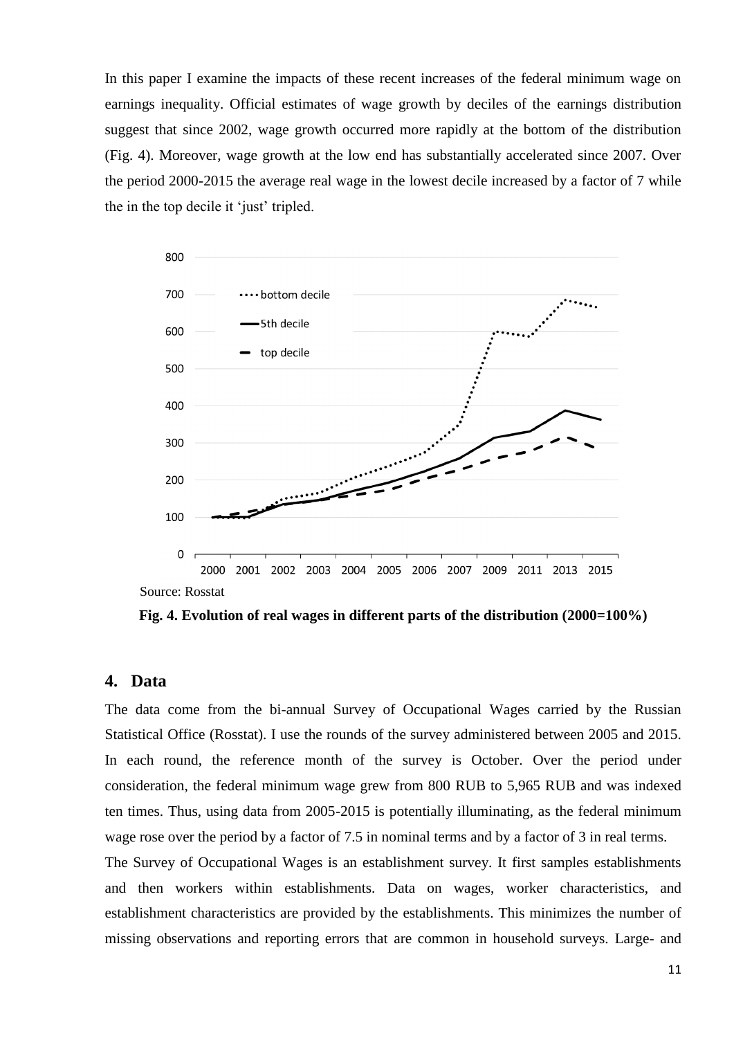In this paper I examine the impacts of these recent increases of the federal minimum wage on earnings inequality. Official estimates of wage growth by deciles of the earnings distribution suggest that since 2002, wage growth occurred more rapidly at the bottom of the distribution (Fig. 4). Moreover, wage growth at the low end has substantially accelerated since 2007. Over the period 2000-2015 the average real wage in the lowest decile increased by a factor of 7 while the in the top decile it 'just' tripled.

Source: Rosstat

**Fig. 4. Evolution of real wages in different parts of the distribution (2000=100%)**

## 4. Data

The data come from the bi-annual Survey of Occupational Wages carried by the Russian Statistical Office (Rosstat). I use the rounds of the survey administered between 2005 and 2015. In each round, the reference month of the survey is October. Over the period under consideration, the federal minimum wage grew from 800 RUB to 5,965 RUB and was indexed ten times. Thus, using data from 2005-2015 is potentially illuminating, as the federal minimum wage rose over the period by a factor of 7.5 in nominal terms and by a factor of 3 in real terms.

The Survey of Occupational Wages is an establishment survey. It first samples establishments and then workers within establishments. Data on wages, worker characteristics, and establishment characteristics are provided by the establishments. This minimizes the number of missing observations and reporting errors that are common in household surveys. Large- and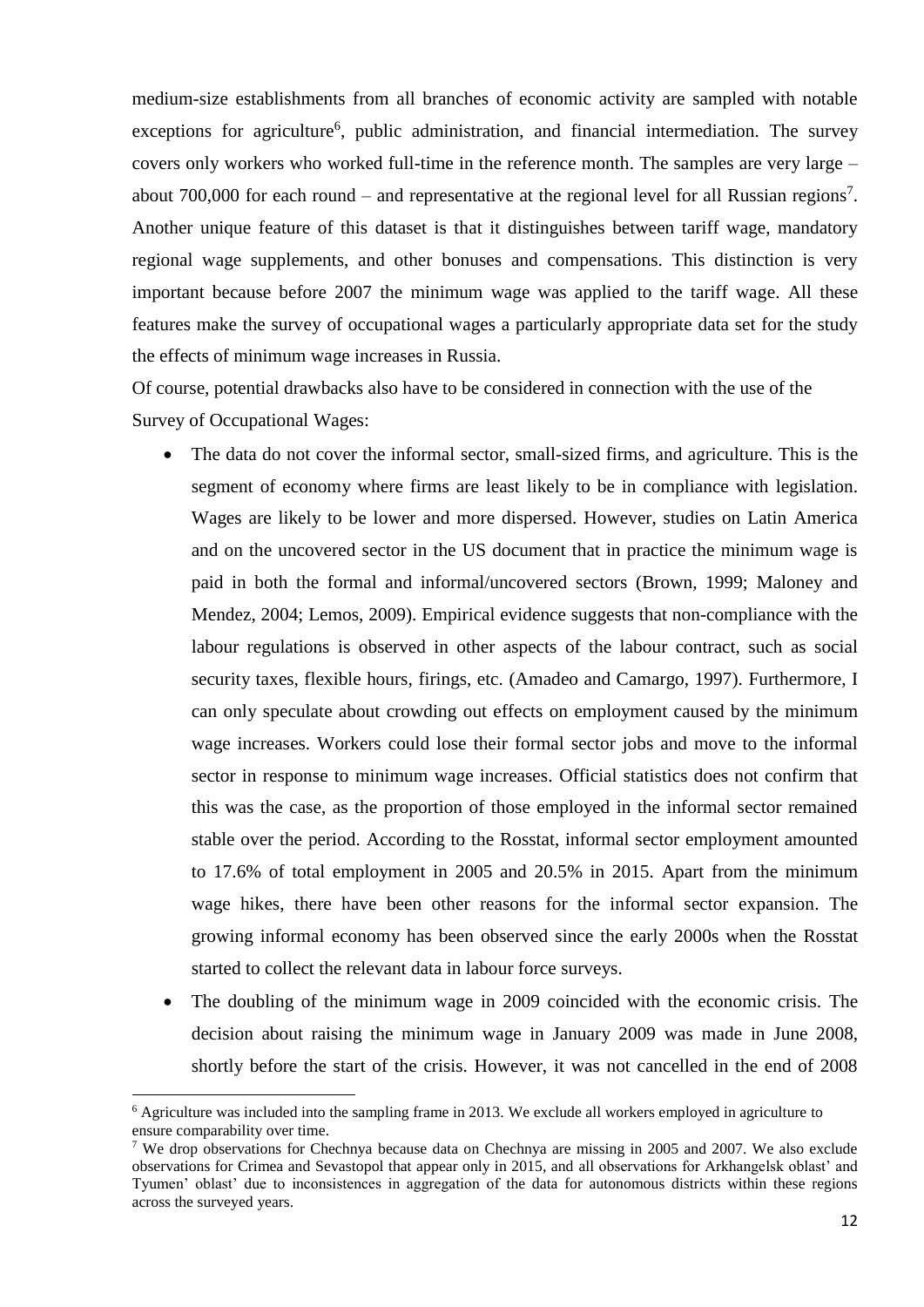medium-size establishments from all branches of economic activity are sampled with notable exceptions for agriculture[6], public administration, and financial intermediation. The survey covers only workers who worked full-time in the reference month. The samples are very large – about 700,000 for each round – and representative at the regional level for all Russian regions[7]. Another unique feature of this dataset is that it distinguishes between tariff wage, mandatory regional wage supplements, and other bonuses and compensations. This distinction is very important because before 2007 the minimum wage was applied to the tariff wage. All these features make the survey of occupational wages a particularly appropriate data set for the study the effects of minimum wage increases in Russia.

Of course, potential drawbacks also have to be considered in connection with the use of the Survey of Occupational Wages:

- The data do not cover the informal sector, small-sized firms, and agriculture. This is the segment of economy where firms are least likely to be in compliance with legislation. Wages are likely to be lower and more dispersed. However, studies on Latin America and on the uncovered sector in the US document that in practice the minimum wage is paid in both the formal and informal/uncovered sectors (Brown, 1999; Maloney and Mendez, 2004; Lemos, 2009). Empirical evidence suggests that non-compliance with the labour regulations is observed in other aspects of the labour contract, such as social security taxes, flexible hours, firings, etc. (Amadeo and Camargo, 1997). Furthermore, I can only speculate about crowding out effects on employment caused by the minimum wage increases. Workers could lose their formal sector jobs and move to the informal sector in response to minimum wage increases. Official statistics does not confirm that this was the case, as the proportion of those employed in the informal sector remained stable over the period. According to the Rosstat, informal sector employment amounted to 17.6% of total employment in 2005 and 20.5% in 2015. Apart from the minimum wage hikes, there have been other reasons for the informal sector expansion. The growing informal economy has been observed since the early 2000s when the Rosstat started to collect the relevant data in labour force surveys.
- The doubling of the minimum wage in 2009 coincided with the economic crisis. The decision about raising the minimum wage in January 2009 was made in June 2008, shortly before the start of the crisis. However, it was not cancelled in the end of 2008

[6] Agriculture was included into the sampling frame in 2013. We exclude all workers employed in agriculture to ensure comparability over time.

[7] We drop observations for Chechnya because data on Chechnya are missing in 2005 and 2007. We also exclude observations for Crimea and Sevastopol that appear only in 2015, and all observations for Arkhangelsk oblast' and Tyumen' oblast' due to inconsistences in aggregation of the data for autonomous districts within these regions across the surveyed years.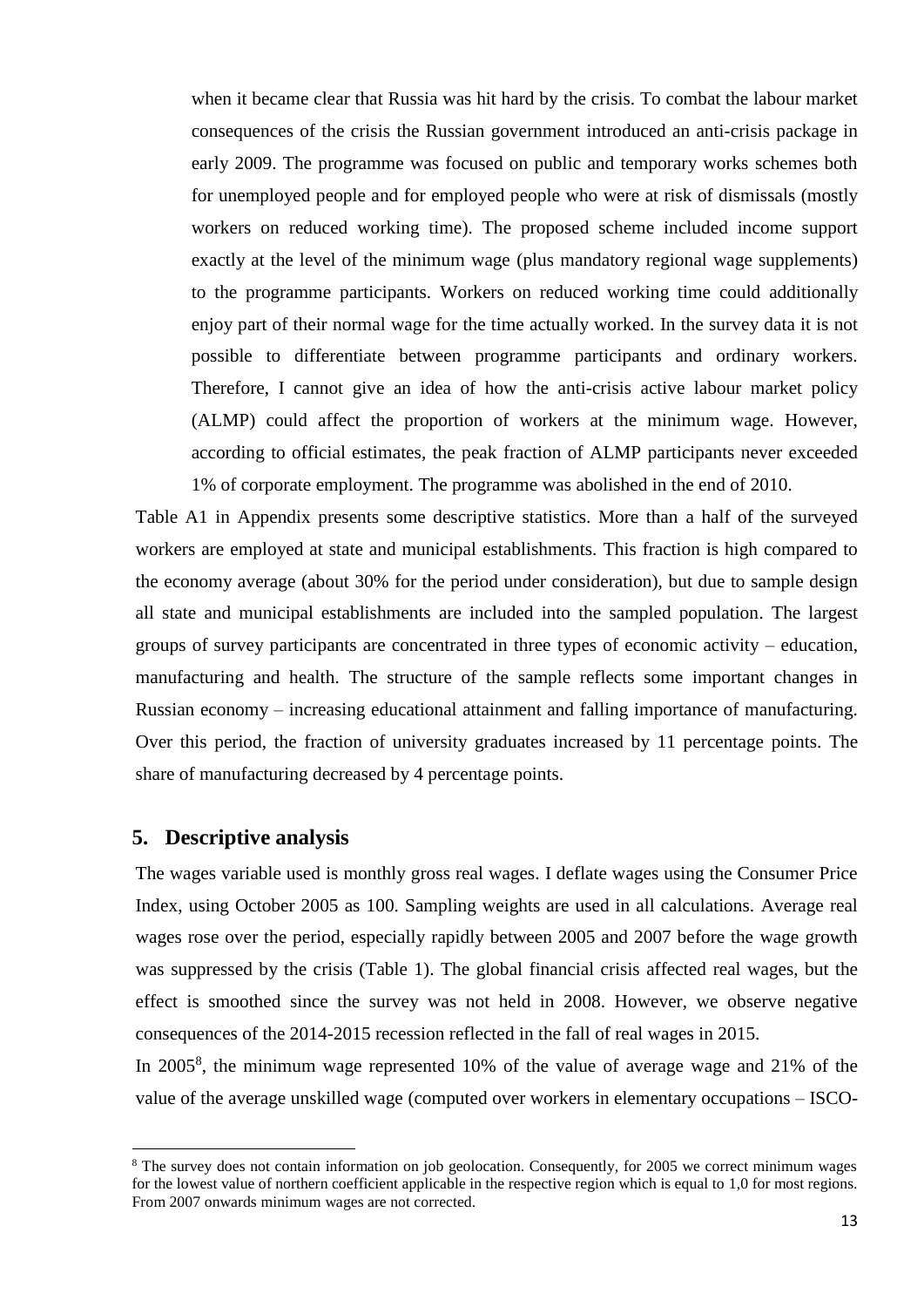when it became clear that Russia was hit hard by the crisis. To combat the labour market consequences of the crisis the Russian government introduced an anti-crisis package in early 2009. The programme was focused on public and temporary works schemes both for unemployed people and for employed people who were at risk of dismissals (mostly workers on reduced working time). The proposed scheme included income support exactly at the level of the minimum wage (plus mandatory regional wage supplements) to the programme participants. Workers on reduced working time could additionally enjoy part of their normal wage for the time actually worked. In the survey data it is not possible to differentiate between programme participants and ordinary workers. Therefore, I cannot give an idea of how the anti-crisis active labour market policy (ALMP) could affect the proportion of workers at the minimum wage. However, according to official estimates, the peak fraction of ALMP participants never exceeded 1% of corporate employment. The programme was abolished in the end of 2010.

Table A1 in Appendix presents some descriptive statistics. More than a half of the surveyed workers are employed at state and municipal establishments. This fraction is high compared to the economy average (about 30% for the period under consideration), but due to sample design all state and municipal establishments are included into the sampled population. The largest groups of survey participants are concentrated in three types of economic activity – education, manufacturing and health. The structure of the sample reflects some important changes in Russian economy – increasing educational attainment and falling importance of manufacturing. Over this period, the fraction of university graduates increased by 11 percentage points. The share of manufacturing decreased by 4 percentage points.

## 5. Descriptive analysis

The wages variable used is monthly gross real wages. I deflate wages using the Consumer Price Index, using October 2005 as 100. Sampling weights are used in all calculations. Average real wages rose over the period, especially rapidly between 2005 and 2007 before the wage growth was suppressed by the crisis (Table 1). The global financial crisis affected real wages, but the effect is smoothed since the survey was not held in 2008. However, we observe negative consequences of the 2014-2015 recession reflected in the fall of real wages in 2015.

In 2005[8], the minimum wage represented 10% of the value of average wage and 21% of the value of the average unskilled wage (computed over workers in elementary occupations – ISCO-

[8] The survey does not contain information on job geolocation. Consequently, for 2005 we correct minimum wages for the lowest value of northern coefficient applicable in the respective region which is equal to 1,0 for most regions. From 2007 onwards minimum wages are not corrected.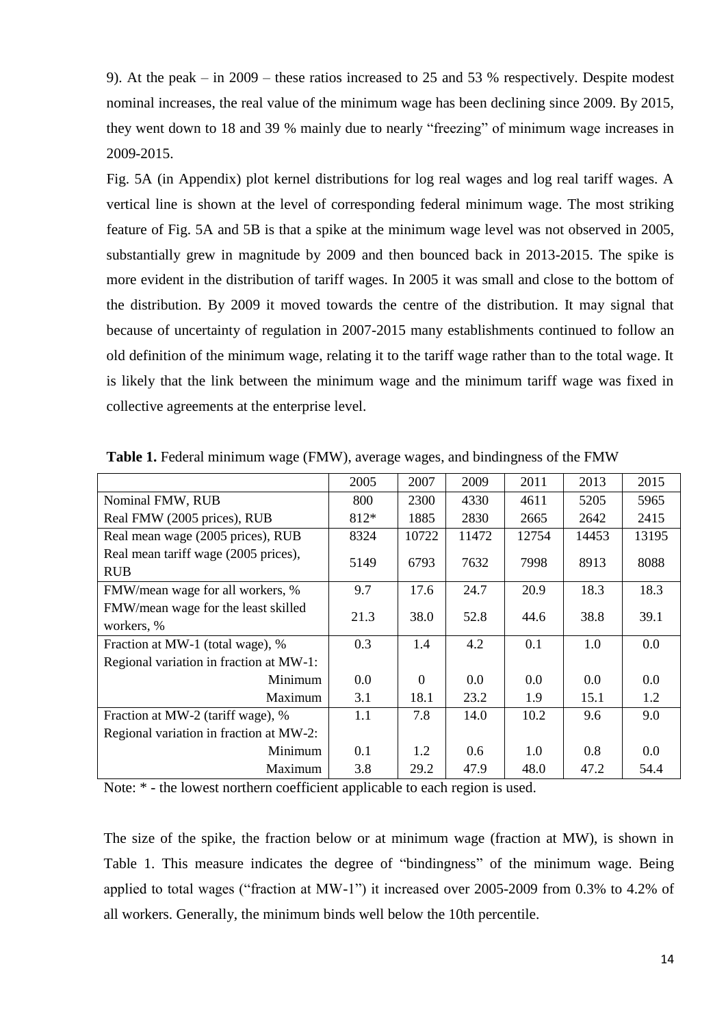9). At the peak – in 2009 – these ratios increased to 25 and 53 % respectively. Despite modest nominal increases, the real value of the minimum wage has been declining since 2009. By 2015, they went down to 18 and 39 % mainly due to nearly "freezing" of minimum wage increases in 2009-2015.

Fig. 5A (in Appendix) plot kernel distributions for log real wages and log real tariff wages. A vertical line is shown at the level of corresponding federal minimum wage. The most striking feature of Fig. 5A and 5B is that a spike at the minimum wage level was not observed in 2005, substantially grew in magnitude by 2009 and then bounced back in 2013-2015. The spike is more evident in the distribution of tariff wages. In 2005 it was small and close to the bottom of the distribution. By 2009 it moved towards the centre of the distribution. It may signal that because of uncertainty of regulation in 2007-2015 many establishments continued to follow an old definition of the minimum wage, relating it to the tariff wage rather than to the total wage. It is likely that the link between the minimum wage and the minimum tariff wage was fixed in collective agreements at the enterprise level.

**Table 1.** Federal minimum wage (FMW), average wages, and bindingness of the FMW

| | 2005 | 2007 | 2009 | 2011 | 2013 | 2015 |
|---|---|---|---|---|---|---|
| Nominal FMW, RUB | 800 | 2300 | 4330 | 4611 | 5205 | 5965 |
| Real FMW (2005 prices), RUB | 812* | 1885 | 2830 | 2665 | 2642 | 2415 |
| Real mean wage (2005 prices), RUB | 8324 | 10722 | 11472 | 12754 | 14453 | 13195 |
| Real mean tariff wage (2005 prices), RUB | 5149 | 6793 | 7632 | 7998 | 8913 | 8088 |
| FMW/mean wage for all workers, % | 9.7 | 17.6 | 24.7 | 20.9 | 18.3 | 18.3 |
| FMW/mean wage for the least skilled workers, % | 21.3 | 38.0 | 52.8 | 44.6 | 38.8 | 39.1 |
| Fraction at MW-1 (total wage), % | 0.3 | 1.4 | 4.2 | 0.1 | 1.0 | 0.0 |
| Regional variation in fraction at MW-1: | | | | | | |
| Minimum | 0.0 | 0 | 0.0 | 0.0 | 0.0 | 0.0 |
| Maximum | 3.1 | 18.1 | 23.2 | 1.9 | 15.1 | 1.2 |
| Fraction at MW-2 (tariff wage), % | 1.1 | 7.8 | 14.0 | 10.2 | 9.6 | 9.0 |
| Regional variation in fraction at MW-2: | | | | | | |
| Minimum | 0.1 | 1.2 | 0.6 | 1.0 | 0.8 | 0.0 |
| Maximum | 3.8 | 29.2 | 47.9 | 48.0 | 47.2 | 54.4 |

Note: * - the lowest northern coefficient applicable to each region is used.

The size of the spike, the fraction below or at minimum wage (fraction at MW), is shown in Table 1. This measure indicates the degree of "bindingness" of the minimum wage. Being applied to total wages ("fraction at MW-1") it increased over 2005-2009 from 0.3% to 4.2% of all workers. Generally, the minimum binds well below the 10th percentile.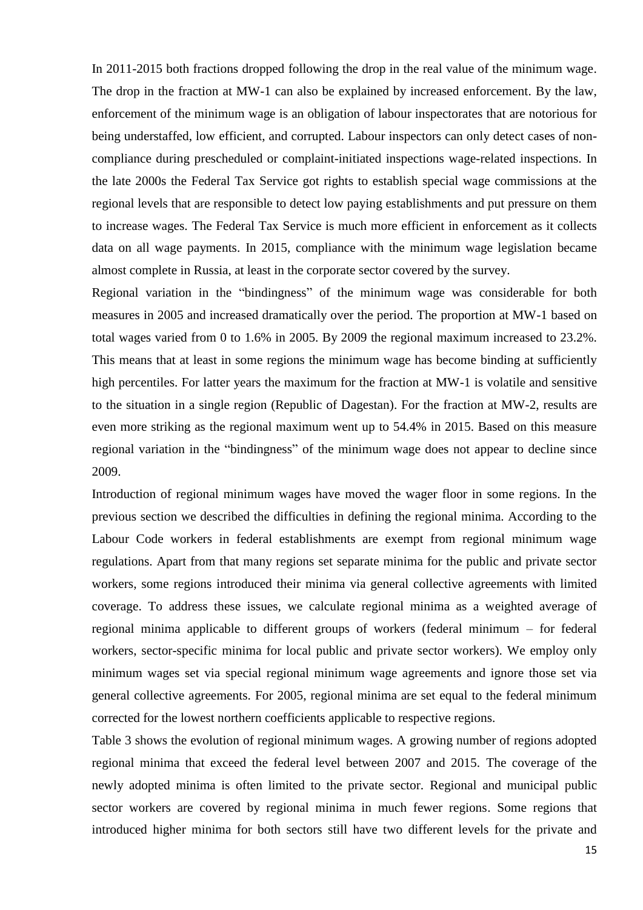In 2011-2015 both fractions dropped following the drop in the real value of the minimum wage. The drop in the fraction at MW-1 can also be explained by increased enforcement. By the law, enforcement of the minimum wage is an obligation of labour inspectorates that are notorious for being understaffed, low efficient, and corrupted. Labour inspectors can only detect cases of non-compliance during prescheduled or complaint-initiated inspections wage-related inspections. In the late 2000s the Federal Tax Service got rights to establish special wage commissions at the regional levels that are responsible to detect low paying establishments and put pressure on them to increase wages. The Federal Tax Service is much more efficient in enforcement as it collects data on all wage payments. In 2015, compliance with the minimum wage legislation became almost complete in Russia, at least in the corporate sector covered by the survey.

Regional variation in the "bindingness" of the minimum wage was considerable for both measures in 2005 and increased dramatically over the period. The proportion at MW-1 based on total wages varied from 0 to 1.6% in 2005. By 2009 the regional maximum increased to 23.2%. This means that at least in some regions the minimum wage has become binding at sufficiently high percentiles. For latter years the maximum for the fraction at MW-1 is volatile and sensitive to the situation in a single region (Republic of Dagestan). For the fraction at MW-2, results are even more striking as the regional maximum went up to 54.4% in 2015. Based on this measure regional variation in the "bindingness" of the minimum wage does not appear to decline since 2009.

Introduction of regional minimum wages have moved the wager floor in some regions. In the previous section we described the difficulties in defining the regional minima. According to the Labour Code workers in federal establishments are exempt from regional minimum wage regulations. Apart from that many regions set separate minima for the public and private sector workers, some regions introduced their minima via general collective agreements with limited coverage. To address these issues, we calculate regional minima as a weighted average of regional minima applicable to different groups of workers (federal minimum – for federal workers, sector-specific minima for local public and private sector workers). We employ only minimum wages set via special regional minimum wage agreements and ignore those set via general collective agreements. For 2005, regional minima are set equal to the federal minimum corrected for the lowest northern coefficients applicable to respective regions.

Table 3 shows the evolution of regional minimum wages. A growing number of regions adopted regional minima that exceed the federal level between 2007 and 2015. The coverage of the newly adopted minima is often limited to the private sector. Regional and municipal public sector workers are covered by regional minima in much fewer regions. Some regions that introduced higher minima for both sectors still have two different levels for the private and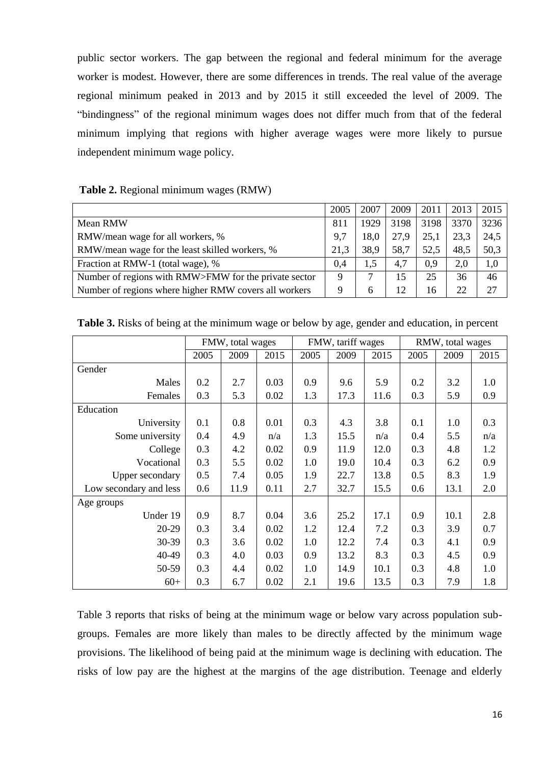public sector workers. The gap between the regional and federal minimum for the average worker is modest. However, there are some differences in trends. The real value of the average regional minimum peaked in 2013 and by 2015 it still exceeded the level of 2009. The "bindingness" of the regional minimum wages does not differ much from that of the federal minimum implying that regions with higher average wages were more likely to pursue independent minimum wage policy.

**Table 2.** Regional minimum wages (RMW)

| | 2005 | 2007 | 2009 | 2011 | 2013 | 2015 |
|---|---|---|---|---|---|---|
| Mean RMW | 811 | 1929 | 3198 | 3198 | 3370 | 3236 |
| RMW/mean wage for all workers, % | 9,7 | 18,0 | 27,9 | 25,1 | 23,3 | 24,5 |
| RMW/mean wage for the least skilled workers, % | 21,3 | 38,9 | 58,7 | 52,5 | 48,5 | 50,3 |
| Fraction at RMW-1 (total wage), % | 0,4 | 1,5 | 4,7 | 0,9 | 2,0 | 1,0 |
| Number of regions with RMW>FMW for the private sector | 9 | 7 | 15 | 25 | 36 | 46 |
| Number of regions where higher RMW covers all workers | 9 | 6 | 12 | 16 | 22 | 27 |

**Table 3.** Risks of being at the minimum wage or below by age, gender and education, in percent

| | FMW, total wages | | | FMW, tariff wages | | | RMW, total wages | | |
|---|---|---|---|---|---|---|---|---|---|
| | 2005 | 2009 | 2015 | 2005 | 2009 | 2015 | 2005 | 2009 | 2015 |
| Gender | | | | | | | | | |
| Males | 0.2 | 2.7 | 0.03 | 0.9 | 9.6 | 5.9 | 0.2 | 3.2 | 1.0 |
| Females | 0.3 | 5.3 | 0.02 | 1.3 | 17.3 | 11.6 | 0.3 | 5.9 | 0.9 |
| Education | | | | | | | | | |
| University | 0.1 | 0.8 | 0.01 | 0.3 | 4.3 | 3.8 | 0.1 | 1.0 | 0.3 |
| Some university | 0.4 | 4.9 | n/a | 1.3 | 15.5 | n/a | 0.4 | 5.5 | n/a |
| College | 0.3 | 4.2 | 0.02 | 0.9 | 11.9 | 12.0 | 0.3 | 4.8 | 1.2 |
| Vocational | 0.3 | 5.5 | 0.02 | 1.0 | 19.0 | 10.4 | 0.3 | 6.2 | 0.9 |
| Upper secondary | 0.5 | 7.4 | 0.05 | 1.9 | 22.7 | 13.8 | 0.5 | 8.3 | 1.9 |
| Low secondary and less | 0.6 | 11.9 | 0.11 | 2.7 | 32.7 | 15.5 | 0.6 | 13.1 | 2.0 |
| Age groups | | | | | | | | | |
| Under 19 | 0.9 | 8.7 | 0.04 | 3.6 | 25.2 | 17.1 | 0.9 | 10.1 | 2.8 |
| 20-29 | 0.3 | 3.4 | 0.02 | 1.2 | 12.4 | 7.2 | 0.3 | 3.9 | 0.7 |
| 30-39 | 0.3 | 3.6 | 0.02 | 1.0 | 12.2 | 7.4 | 0.3 | 4.1 | 0.9 |
| 40-49 | 0.3 | 4.0 | 0.03 | 0.9 | 13.2 | 8.3 | 0.3 | 4.5 | 0.9 |
| 50-59 | 0.3 | 4.4 | 0.02 | 1.0 | 14.9 | 10.1 | 0.3 | 4.8 | 1.0 |
| 60+ | 0.3 | 6.7 | 0.02 | 2.1 | 19.6 | 13.5 | 0.3 | 7.9 | 1.8 |

Table 3 reports that risks of being at the minimum wage or below vary across population sub-groups. Females are more likely than males to be directly affected by the minimum wage provisions. The likelihood of being paid at the minimum wage is declining with education. The risks of low pay are the highest at the margins of the age distribution. Teenage and elderly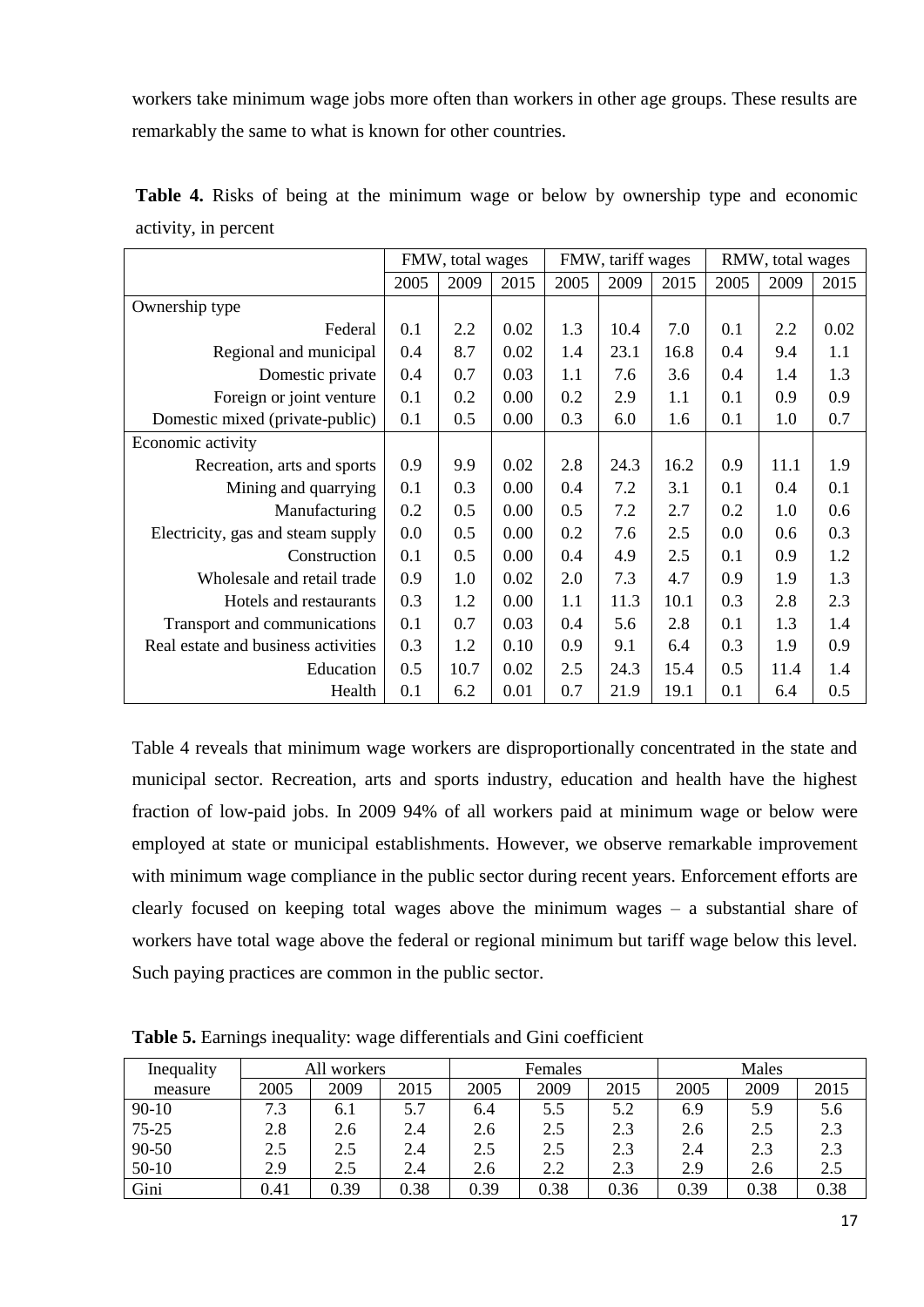workers take minimum wage jobs more often than workers in other age groups. These results are remarkably the same to what is known for other countries.

**Table 4.** Risks of being at the minimum wage or below by ownership type and economic activity, in percent

| | FMW, total wages | | | FMW, tariff wages | | | RMW, total wages | | |
|---|---|---|---|---|---|---|---|---|---|
| | 2005 | 2009 | 2015 | 2005 | 2009 | 2015 | 2005 | 2009 | 2015 |
| Ownership type | | | | | | | | | |
| Federal | 0.1 | 2.2 | 0.02 | 1.3 | 10.4 | 7.0 | 0.1 | 2.2 | 0.02 |
| Regional and municipal | 0.4 | 8.7 | 0.02 | 1.4 | 23.1 | 16.8 | 0.4 | 9.4 | 1.1 |
| Domestic private | 0.4 | 0.7 | 0.03 | 1.1 | 7.6 | 3.6 | 0.4 | 1.4 | 1.3 |
| Foreign or joint venture | 0.1 | 0.2 | 0.00 | 0.2 | 2.9 | 1.1 | 0.1 | 0.9 | 0.9 |
| Domestic mixed (private-public) | 0.1 | 0.5 | 0.00 | 0.3 | 6.0 | 1.6 | 0.1 | 1.0 | 0.7 |
| Economic activity | | | | | | | | | |
| Recreation, arts and sports | 0.9 | 9.9 | 0.02 | 2.8 | 24.3 | 16.2 | 0.9 | 11.1 | 1.9 |
| Mining and quarrying | 0.1 | 0.3 | 0.00 | 0.4 | 7.2 | 3.1 | 0.1 | 0.4 | 0.1 |
| Manufacturing | 0.2 | 0.5 | 0.00 | 0.5 | 7.2 | 2.7 | 0.2 | 1.0 | 0.6 |
| Electricity, gas and steam supply | 0.0 | 0.5 | 0.00 | 0.2 | 7.6 | 2.5 | 0.0 | 0.6 | 0.3 |
| Construction | 0.1 | 0.5 | 0.00 | 0.4 | 4.9 | 2.5 | 0.1 | 0.9 | 1.2 |
| Wholesale and retail trade | 0.9 | 1.0 | 0.02 | 2.0 | 7.3 | 4.7 | 0.9 | 1.9 | 1.3 |
| Hotels and restaurants | 0.3 | 1.2 | 0.00 | 1.1 | 11.3 | 10.1 | 0.3 | 2.8 | 2.3 |
| Transport and communications | 0.1 | 0.7 | 0.03 | 0.4 | 5.6 | 2.8 | 0.1 | 1.3 | 1.4 |
| Real estate and business activities | 0.3 | 1.2 | 0.10 | 0.9 | 9.1 | 6.4 | 0.3 | 1.9 | 0.9 |
| Education | 0.5 | 10.7 | 0.02 | 2.5 | 24.3 | 15.4 | 0.5 | 11.4 | 1.4 |
| Health | 0.1 | 6.2 | 0.01 | 0.7 | 21.9 | 19.1 | 0.1 | 6.4 | 0.5 |

Table 4 reveals that minimum wage workers are disproportionally concentrated in the state and municipal sector. Recreation, arts and sports industry, education and health have the highest fraction of low-paid jobs. In 2009 94% of all workers paid at minimum wage or below were employed at state or municipal establishments. However, we observe remarkable improvement with minimum wage compliance in the public sector during recent years. Enforcement efforts are clearly focused on keeping total wages above the minimum wages – a substantial share of workers have total wage above the federal or regional minimum but tariff wage below this level. Such paying practices are common in the public sector.

**Table 5.** Earnings inequality: wage differentials and Gini coefficient

| Inequality | All workers | | | Females | | | Males | | |
|---|---|---|---|---|---|---|---|---|---|
| measure | 2005 | 2009 | 2015 | 2005 | 2009 | 2015 | 2005 | 2009 | 2015 |
| 90-10 | 7.3 | 6.1 | 5.7 | 6.4 | 5.5 | 5.2 | 6.9 | 5.9 | 5.6 |
| 75-25 | 2.8 | 2.6 | 2.4 | 2.6 | 2.5 | 2.3 | 2.6 | 2.5 | 2.3 |
| 90-50 | 2.5 | 2.5 | 2.4 | 2.5 | 2.5 | 2.3 | 2.4 | 2.3 | 2.3 |
| 50-10 | 2.9 | 2.5 | 2.4 | 2.6 | 2.2 | 2.3 | 2.9 | 2.6 | 2.5 |
| Gini | 0.41 | 0.39 | 0.38 | 0.39 | 0.38 | 0.36 | 0.39 | 0.38 | 0.38 |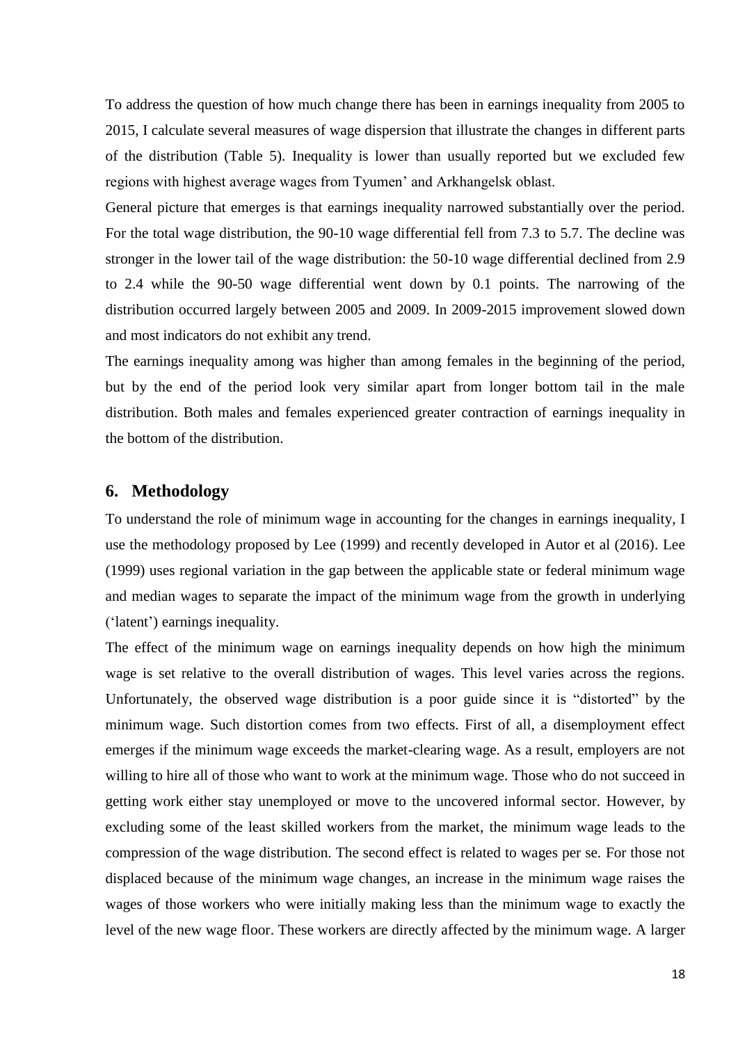To address the question of how much change there has been in earnings inequality from 2005 to 2015, I calculate several measures of wage dispersion that illustrate the changes in different parts of the distribution (Table 5). Inequality is lower than usually reported but we excluded few regions with highest average wages from Tyumen' and Arkhangelsk oblast.

General picture that emerges is that earnings inequality narrowed substantially over the period. For the total wage distribution, the 90-10 wage differential fell from 7.3 to 5.7. The decline was stronger in the lower tail of the wage distribution: the 50-10 wage differential declined from 2.9 to 2.4 while the 90-50 wage differential went down by 0.1 points. The narrowing of the distribution occurred largely between 2005 and 2009. In 2009-2015 improvement slowed down and most indicators do not exhibit any trend.

The earnings inequality among was higher than among females in the beginning of the period, but by the end of the period look very similar apart from longer bottom tail in the male distribution. Both males and females experienced greater contraction of earnings inequality in the bottom of the distribution.

## 6. Methodology

To understand the role of minimum wage in accounting for the changes in earnings inequality, I use the methodology proposed by Lee (1999) and recently developed in Autor et al (2016). Lee (1999) uses regional variation in the gap between the applicable state or federal minimum wage and median wages to separate the impact of the minimum wage from the growth in underlying ('latent') earnings inequality.

The effect of the minimum wage on earnings inequality depends on how high the minimum wage is set relative to the overall distribution of wages. This level varies across the regions. Unfortunately, the observed wage distribution is a poor guide since it is "distorted" by the minimum wage. Such distortion comes from two effects. First of all, a disemployment effect emerges if the minimum wage exceeds the market-clearing wage. As a result, employers are not willing to hire all of those who want to work at the minimum wage. Those who do not succeed in getting work either stay unemployed or move to the uncovered informal sector. However, by excluding some of the least skilled workers from the market, the minimum wage leads to the compression of the wage distribution. The second effect is related to wages per se. For those not displaced because of the minimum wage changes, an increase in the minimum wage raises the wages of those workers who were initially making less than the minimum wage to exactly the level of the new wage floor. These workers are directly affected by the minimum wage. A larger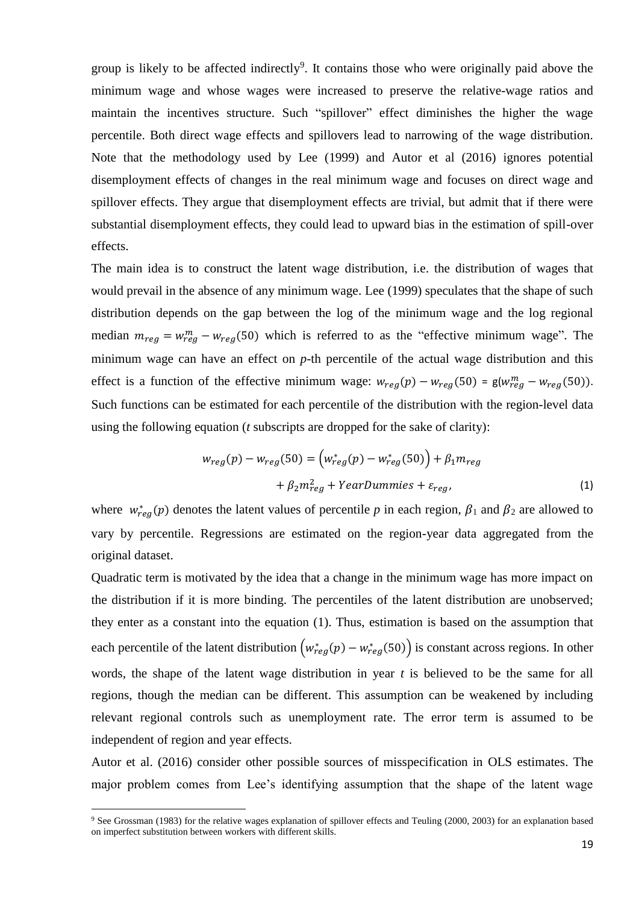group is likely to be affected indirectly[9]. It contains those who were originally paid above the minimum wage and whose wages were increased to preserve the relative-wage ratios and maintain the incentives structure. Such "spillover" effect diminishes the higher the wage percentile. Both direct wage effects and spillovers lead to narrowing of the wage distribution. Note that the methodology used by Lee (1999) and Autor et al (2016) ignores potential disemployment effects of changes in the real minimum wage and focuses on direct wage and spillover effects. They argue that disemployment effects are trivial, but admit that if there were substantial disemployment effects, they could lead to upward bias in the estimation of spill-over effects.

The main idea is to construct the latent wage distribution, i.e. the distribution of wages that would prevail in the absence of any minimum wage. Lee (1999) speculates that the shape of such distribution depends on the gap between the log of the minimum wage and the log regional median $m_{reg} = w_{reg}^m - w_{reg}(50)$ which is referred to as the "effective minimum wage". The minimum wage can have an effect on *p*-th percentile of the actual wage distribution and this effect is a function of the effective minimum wage: $w_{reg}(p) - w_{reg}(50) = g(w_{reg}^m - w_{reg}(50))$. Such functions can be estimated for each percentile of the distribution with the region-level data using the following equation (*t* subscripts are dropped for the sake of clarity):

$$w_{reg}(p) - w_{reg}(50) = \left(w_{reg}^*(p) - w_{reg}^*(50)\right) + \beta_1 m_{reg} + \beta_2 m_{reg}^2 + YearDummies + \varepsilon_{reg}, \tag{1}$$

where $w_{reg}^*(p)$ denotes the latent values of percentile *p* in each region, $\beta_1$ and $\beta_2$ are allowed to vary by percentile. Regressions are estimated on the region-year data aggregated from the original dataset.

Quadratic term is motivated by the idea that a change in the minimum wage has more impact on the distribution if it is more binding. The percentiles of the latent distribution are unobserved; they enter as a constant into the equation (1). Thus, estimation is based on the assumption that each percentile of the latent distribution $\left(w_{reg}^*(p) - w_{reg}^*(50)\right)$ is constant across regions. In other words, the shape of the latent wage distribution in year *t* is believed to be the same for all regions, though the median can be different. This assumption can be weakened by including relevant regional controls such as unemployment rate. The error term is assumed to be independent of region and year effects.

Autor et al. (2016) consider other possible sources of misspecification in OLS estimates. The major problem comes from Lee's identifying assumption that the shape of the latent wage

[9] See Grossman (1983) for the relative wages explanation of spillover effects and Teuling (2000, 2003) for an explanation based on imperfect substitution between workers with different skills.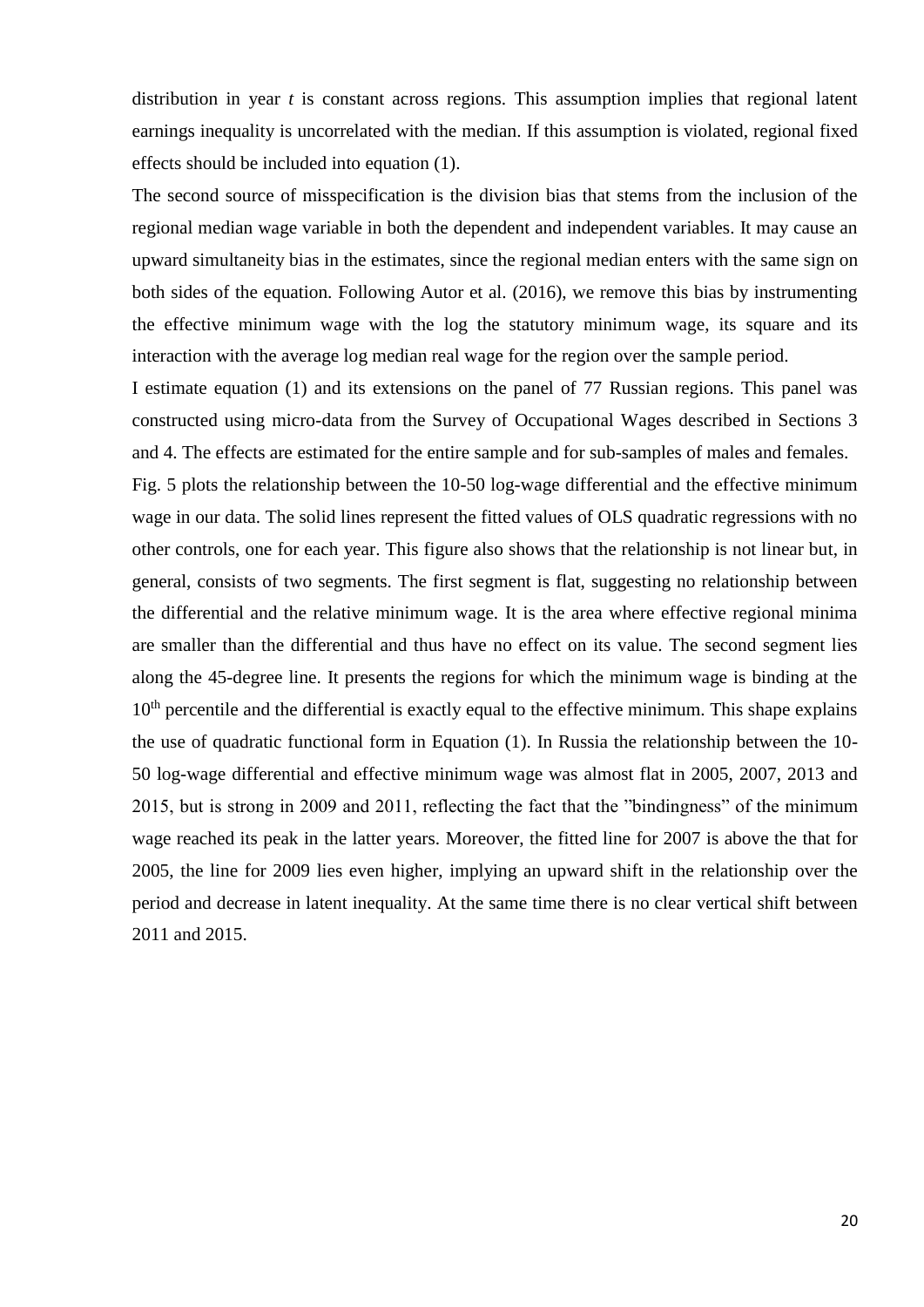distribution in year *t* is constant across regions. This assumption implies that regional latent earnings inequality is uncorrelated with the median. If this assumption is violated, regional fixed effects should be included into equation (1).

The second source of misspecification is the division bias that stems from the inclusion of the regional median wage variable in both the dependent and independent variables. It may cause an upward simultaneity bias in the estimates, since the regional median enters with the same sign on both sides of the equation. Following Autor et al. (2016), we remove this bias by instrumenting the effective minimum wage with the log the statutory minimum wage, its square and its interaction with the average log median real wage for the region over the sample period.

I estimate equation (1) and its extensions on the panel of 77 Russian regions. This panel was constructed using micro-data from the Survey of Occupational Wages described in Sections 3 and 4. The effects are estimated for the entire sample and for sub-samples of males and females.

Fig. 5 plots the relationship between the 10-50 log-wage differential and the effective minimum wage in our data. The solid lines represent the fitted values of OLS quadratic regressions with no other controls, one for each year. This figure also shows that the relationship is not linear but, in general, consists of two segments. The first segment is flat, suggesting no relationship between the differential and the relative minimum wage. It is the area where effective regional minima are smaller than the differential and thus have no effect on its value. The second segment lies along the 45-degree line. It presents the regions for which the minimum wage is binding at the $10^{th}$ percentile and the differential is exactly equal to the effective minimum. This shape explains the use of quadratic functional form in Equation (1). In Russia the relationship between the 10-50 log-wage differential and effective minimum wage was almost flat in 2005, 2007, 2013 and 2015, but is strong in 2009 and 2011, reflecting the fact that the "bindingness" of the minimum wage reached its peak in the latter years. Moreover, the fitted line for 2007 is above the that for 2005, the line for 2009 lies even higher, implying an upward shift in the relationship over the period and decrease in latent inequality. At the same time there is no clear vertical shift between 2011 and 2015.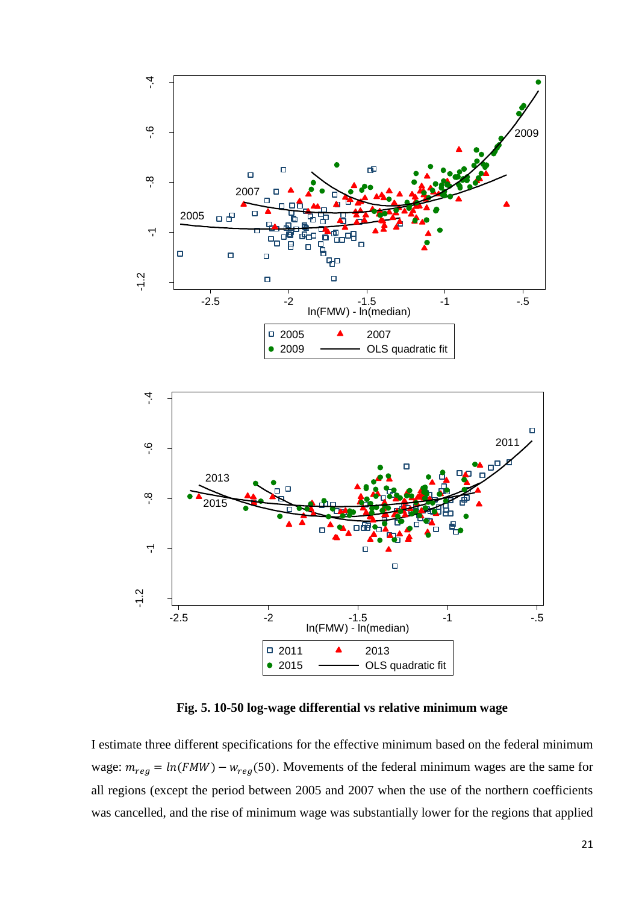**Fig. 5. 10-50 log-wage differential vs relative minimum wage**

I estimate three different specifications for the effective minimum based on the federal minimum wage: $m_{reg} = ln(FMW) - w_{reg}(50)$. Movements of the federal minimum wages are the same for all regions (except the period between 2005 and 2007 when the use of the northern coefficients was cancelled, and the rise of minimum wage was substantially lower for the regions that applied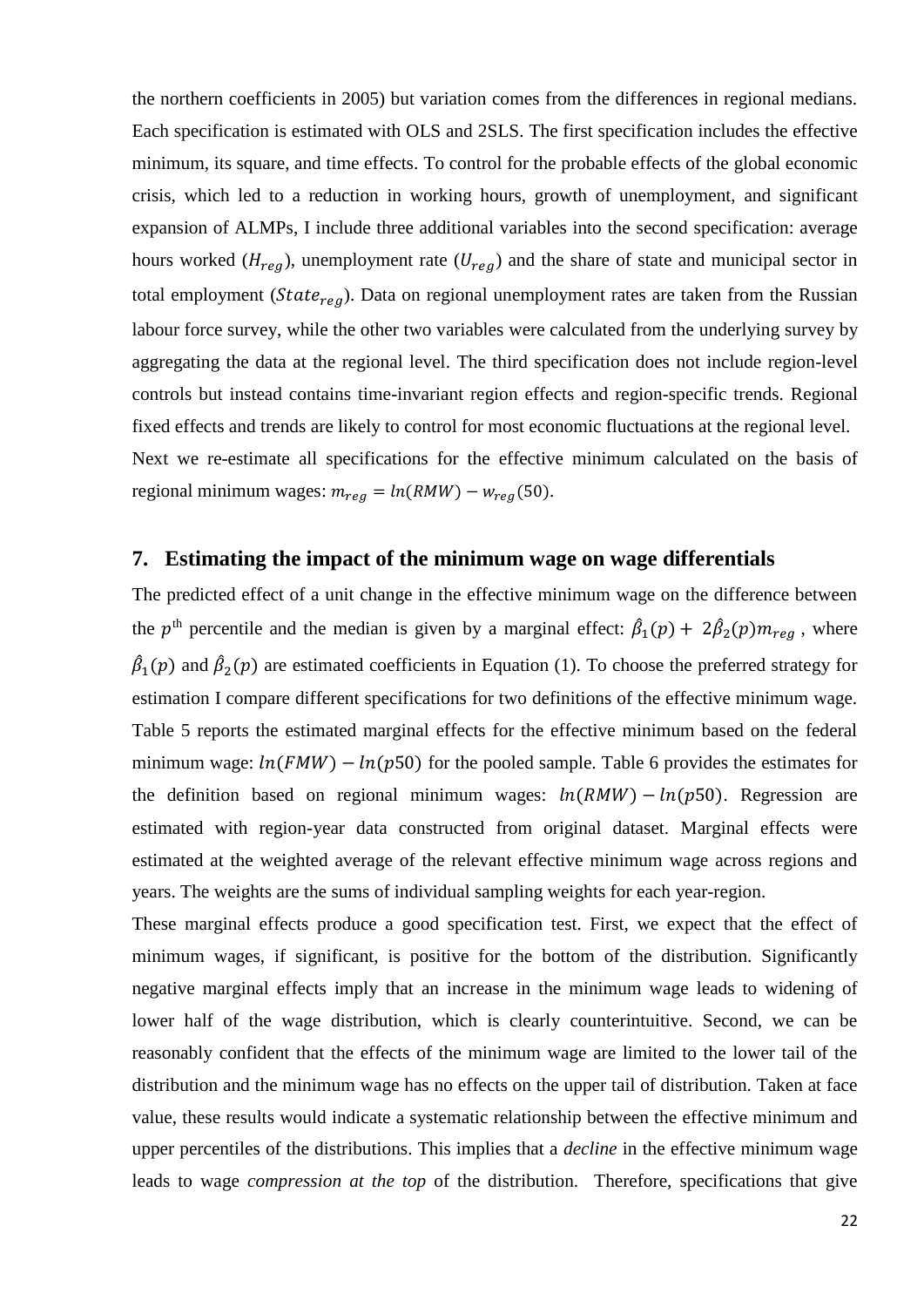the northern coefficients in 2005) but variation comes from the differences in regional medians. Each specification is estimated with OLS and 2SLS. The first specification includes the effective minimum, its square, and time effects. To control for the probable effects of the global economic crisis, which led to a reduction in working hours, growth of unemployment, and significant expansion of ALMPs, I include three additional variables into the second specification: average hours worked ($H_{reg}$), unemployment rate ($U_{reg}$) and the share of state and municipal sector in total employment ($State_{reg}$). Data on regional unemployment rates are taken from the Russian labour force survey, while the other two variables were calculated from the underlying survey by aggregating the data at the regional level. The third specification does not include region-level controls but instead contains time-invariant region effects and region-specific trends. Regional fixed effects and trends are likely to control for most economic fluctuations at the regional level. Next we re-estimate all specifications for the effective minimum calculated on the basis of regional minimum wages: $m_{reg} = ln(RMW) - w_{reg}(50)$.

## 7. Estimating the impact of the minimum wage on wage differentials

The predicted effect of a unit change in the effective minimum wage on the difference between the $p^{\text{th}}$ percentile and the median is given by a marginal effect: $\hat{\beta}_1(p) + 2\hat{\beta}_2(p)m_{reg}$, where $\hat{\beta}_1(p)$ and $\hat{\beta}_2(p)$ are estimated coefficients in Equation (1). To choose the preferred strategy for estimation I compare different specifications for two definitions of the effective minimum wage. Table 5 reports the estimated marginal effects for the effective minimum based on the federal minimum wage: $ln(FMW) - ln(p50)$ for the pooled sample. Table 6 provides the estimates for the definition based on regional minimum wages: $ln(RMW) - ln(p50)$. Regression are estimated with region-year data constructed from original dataset. Marginal effects were estimated at the weighted average of the relevant effective minimum wage across regions and years. The weights are the sums of individual sampling weights for each year-region.

These marginal effects produce a good specification test. First, we expect that the effect of minimum wages, if significant, is positive for the bottom of the distribution. Significantly negative marginal effects imply that an increase in the minimum wage leads to widening of lower half of the wage distribution, which is clearly counterintuitive. Second, we can be reasonably confident that the effects of the minimum wage are limited to the lower tail of the distribution and the minimum wage has no effects on the upper tail of distribution. Taken at face value, these results would indicate a systematic relationship between the effective minimum and upper percentiles of the distributions. This implies that a *decline* in the effective minimum wage leads to wage *compression at the top* of the distribution. Therefore, specifications that give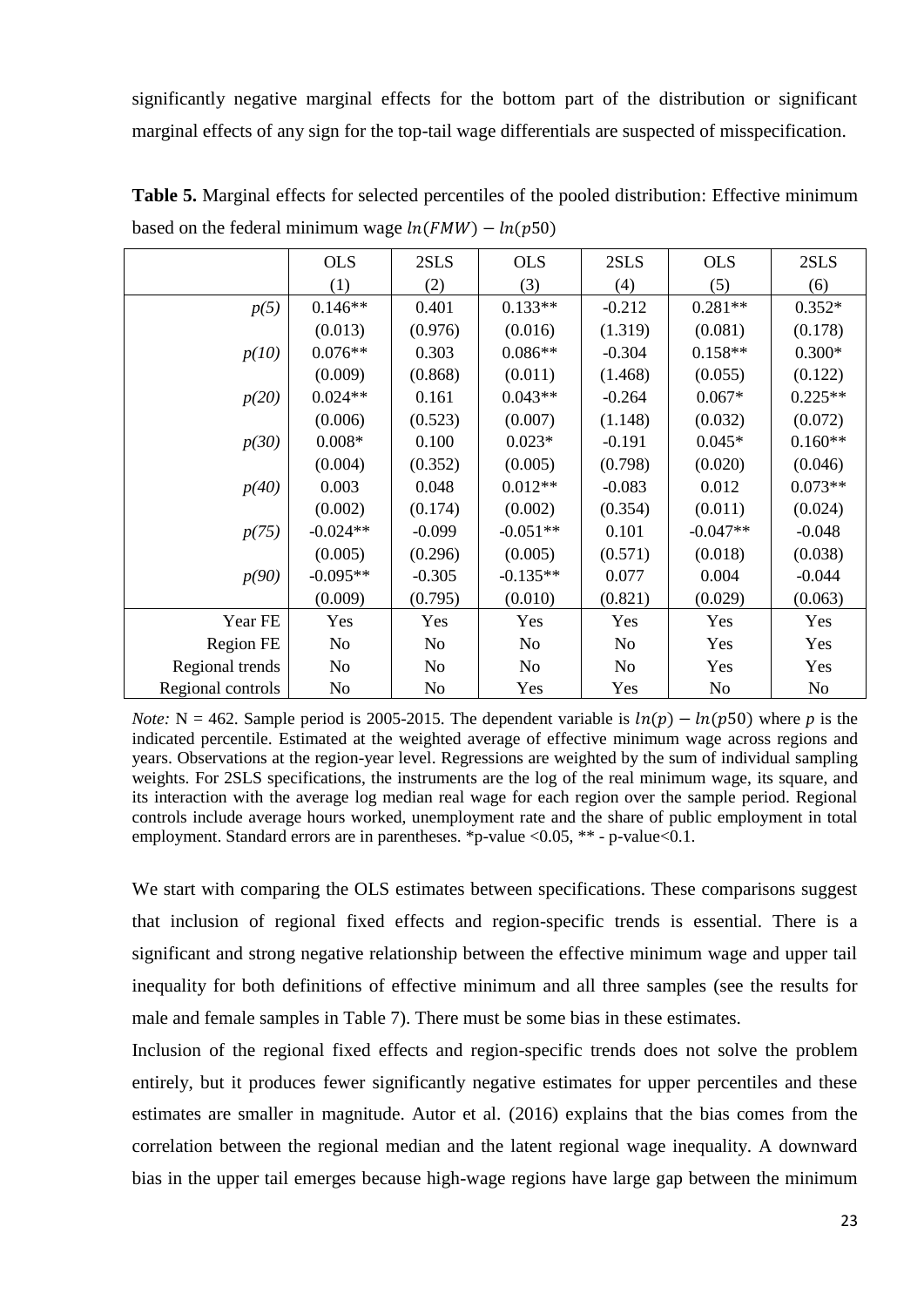significantly negative marginal effects for the bottom part of the distribution or significant marginal effects of any sign for the top-tail wage differentials are suspected of misspecification.

**Table 5.** Marginal effects for selected percentiles of the pooled distribution: Effective minimum based on the federal minimum wage $ln(FMW) - ln(p50)$

| | OLS | 2SLS | OLS | 2SLS | OLS | 2SLS |
|---|---|---|---|---|---|---|
| | (1) | (2) | (3) | (4) | (5) | (6) |
| *p(5)* | 0.146** | 0.401 | 0.133** | -0.212 | 0.281** | 0.352* |
| | (0.013) | (0.976) | (0.016) | (1.319) | (0.081) | (0.178) |
| *p(10)* | 0.076** | 0.303 | 0.086** | -0.304 | 0.158** | 0.300* |
| | (0.009) | (0.868) | (0.011) | (1.468) | (0.055) | (0.122) |
| *p(20)* | 0.024** | 0.161 | 0.043** | -0.264 | 0.067* | 0.225** |
| | (0.006) | (0.523) | (0.007) | (1.148) | (0.032) | (0.072) |
| *p(30)* | 0.008* | 0.100 | 0.023* | -0.191 | 0.045* | 0.160** |
| | (0.004) | (0.352) | (0.005) | (0.798) | (0.020) | (0.046) |
| *p(40)* | 0.003 | 0.048 | 0.012** | -0.083 | 0.012 | 0.073** |
| | (0.002) | (0.174) | (0.002) | (0.354) | (0.011) | (0.024) |
| *p(75)* | -0.024** | -0.099 | -0.051** | 0.101 | -0.047** | -0.048 |
| | (0.005) | (0.296) | (0.005) | (0.571) | (0.018) | (0.038) |
| *p(90)* | -0.095** | -0.305 | -0.135** | 0.077 | 0.004 | -0.044 |
| | (0.009) | (0.795) | (0.010) | (0.821) | (0.029) | (0.063) |
| Year FE | Yes | Yes | Yes | Yes | Yes | Yes |
| Region FE | No | No | No | No | Yes | Yes |
| Regional trends | No | No | No | No | Yes | Yes |
| Regional controls | No | No | Yes | Yes | No | No |

*Note:* N = 462. Sample period is 2005-2015. The dependent variable is $ln(p) - ln(p50)$ where $p$ is the indicated percentile. Estimated at the weighted average of effective minimum wage across regions and years. Observations at the region-year level. Regressions are weighted by the sum of individual sampling weights. For 2SLS specifications, the instruments are the log of the real minimum wage, its square, and its interaction with the average log median real wage for each region over the sample period. Regional controls include average hours worked, unemployment rate and the share of public employment in total employment. Standard errors are in parentheses. *p-value <0.05, ** - p-value<0.1.

We start with comparing the OLS estimates between specifications. These comparisons suggest that inclusion of regional fixed effects and region-specific trends is essential. There is a significant and strong negative relationship between the effective minimum wage and upper tail inequality for both definitions of effective minimum and all three samples (see the results for male and female samples in Table 7). There must be some bias in these estimates.

Inclusion of the regional fixed effects and region-specific trends does not solve the problem entirely, but it produces fewer significantly negative estimates for upper percentiles and these estimates are smaller in magnitude. Autor et al. (2016) explains that the bias comes from the correlation between the regional median and the latent regional wage inequality. A downward bias in the upper tail emerges because high-wage regions have large gap between the minimum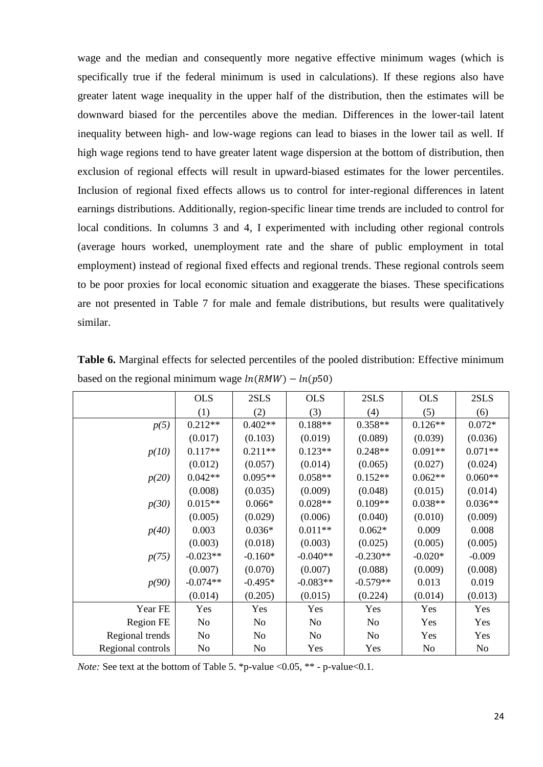wage and the median and consequently more negative effective minimum wages (which is specifically true if the federal minimum is used in calculations). If these regions also have greater latent wage inequality in the upper half of the distribution, then the estimates will be downward biased for the percentiles above the median. Differences in the lower-tail latent inequality between high- and low-wage regions can lead to biases in the lower tail as well. If high wage regions tend to have greater latent wage dispersion at the bottom of distribution, then exclusion of regional effects will result in upward-biased estimates for the lower percentiles. Inclusion of regional fixed effects allows us to control for inter-regional differences in latent earnings distributions. Additionally, region-specific linear time trends are included to control for local conditions. In columns 3 and 4, I experimented with including other regional controls (average hours worked, unemployment rate and the share of public employment in total employment) instead of regional fixed effects and regional trends. These regional controls seem to be poor proxies for local economic situation and exaggerate the biases. These specifications are not presented in Table 7 for male and female distributions, but results were qualitatively similar.

**Table 6.** Marginal effects for selected percentiles of the pooled distribution: Effective minimum based on the regional minimum wage $ln(RMW) - ln(p50)$

| | OLS | 2SLS | OLS | 2SLS | OLS | 2SLS |
|---|---|---|---|---|---|---|
| | (1) | (2) | (3) | (4) | (5) | (6) |
| *p(5)* | 0.212** | 0.402** | 0.188** | 0.358** | 0.126** | 0.072* |
| | (0.017) | (0.103) | (0.019) | (0.089) | (0.039) | (0.036) |
| *p(10)* | 0.117** | 0.211** | 0.123** | 0.248** | 0.091** | 0.071** |
| | (0.012) | (0.057) | (0.014) | (0.065) | (0.027) | (0.024) |
| *p(20)* | 0.042** | 0.095** | 0.058** | 0.152** | 0.062** | 0.060** |
| | (0.008) | (0.035) | (0.009) | (0.048) | (0.015) | (0.014) |
| *p(30)* | 0.015** | 0.066* | 0.028** | 0.109** | 0.038** | 0.036** |
| | (0.005) | (0.029) | (0.006) | (0.040) | (0.010) | (0.009) |
| *p(40)* | 0.003 | 0.036* | 0.011** | 0.062* | 0.009 | 0.008 |
| | (0.003) | (0.018) | (0.003) | (0.025) | (0.005) | (0.005) |
| *p(75)* | -0.023** | -0.160* | -0.040** | -0.230** | -0.020* | -0.009 |
| | (0.007) | (0.070) | (0.007) | (0.088) | (0.009) | (0.008) |
| *p(90)* | -0.074** | -0.495* | -0.083** | -0.579** | 0.013 | 0.019 |
| | (0.014) | (0.205) | (0.015) | (0.224) | (0.014) | (0.013) |
| Year FE | Yes | Yes | Yes | Yes | Yes | Yes |
| Region FE | No | No | No | No | Yes | Yes |
| Regional trends | No | No | No | No | Yes | Yes |
| Regional controls | No | No | Yes | Yes | No | No |

*Note:* See text at the bottom of Table 5. *p-value <0.05, ** - p-value<0.1.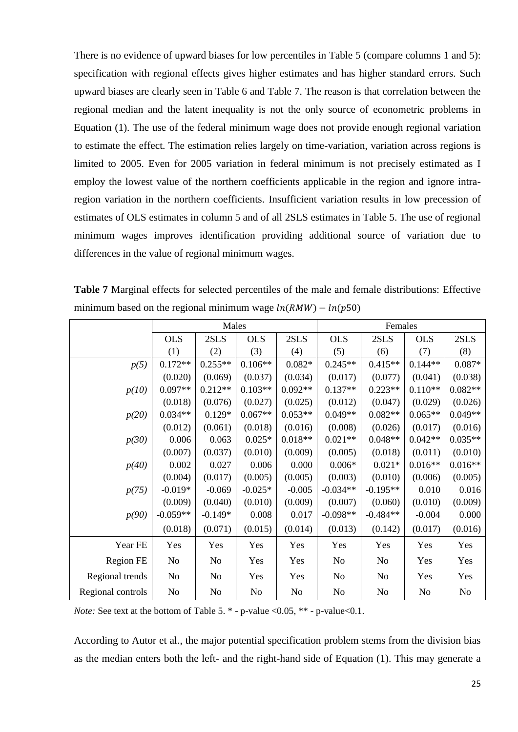There is no evidence of upward biases for low percentiles in Table 5 (compare columns 1 and 5): specification with regional effects gives higher estimates and has higher standard errors. Such upward biases are clearly seen in Table 6 and Table 7. The reason is that correlation between the regional median and the latent inequality is not the only source of econometric problems in Equation (1). The use of the federal minimum wage does not provide enough regional variation to estimate the effect. The estimation relies largely on time-variation, variation across regions is limited to 2005. Even for 2005 variation in federal minimum is not precisely estimated as I employ the lowest value of the northern coefficients applicable in the region and ignore intra-region variation in the northern coefficients. Insufficient variation results in low precession of estimates of OLS estimates in column 5 and of all 2SLS estimates in Table 5. The use of regional minimum wages improves identification providing additional source of variation due to differences in the value of regional minimum wages.

**Table 7** Marginal effects for selected percentiles of the male and female distributions: Effective minimum based on the regional minimum wage $ln(RMW) - ln(p50)$

| | Males | | | | Females | | | |
|---|---|---|---|---|---|---|---|---|
| | OLS | 2SLS | OLS | 2SLS | OLS | 2SLS | OLS | 2SLS |
| | (1) | (2) | (3) | (4) | (5) | (6) | (7) | (8) |
| *p(5)* | 0.172** | 0.255** | 0.106** | 0.082* | 0.245** | 0.415** | 0.144** | 0.087* |
| | (0.020) | (0.069) | (0.037) | (0.034) | (0.017) | (0.077) | (0.041) | (0.038) |
| *p(10)* | 0.097** | 0.212** | 0.103** | 0.092** | 0.137** | 0.223** | 0.110** | 0.082** |
| | (0.018) | (0.076) | (0.027) | (0.025) | (0.012) | (0.047) | (0.029) | (0.026) |
| *p(20)* | 0.034** | 0.129* | 0.067** | 0.053** | 0.049** | 0.082** | 0.065** | 0.049** |
| | (0.012) | (0.061) | (0.018) | (0.016) | (0.008) | (0.026) | (0.017) | (0.016) |
| *p(30)* | 0.006 | 0.063 | 0.025* | 0.018** | 0.021** | 0.048** | 0.042** | 0.035** |
| | (0.007) | (0.037) | (0.010) | (0.009) | (0.005) | (0.018) | (0.011) | (0.010) |
| *p(40)* | 0.002 | 0.027 | 0.006 | 0.000 | 0.006* | 0.021* | 0.016** | 0.016** |
| | (0.004) | (0.017) | (0.005) | (0.005) | (0.003) | (0.010) | (0.006) | (0.005) |
| *p(75)* | -0.019* | -0.069 | -0.025* | -0.005 | -0.034** | -0.195** | 0.010 | 0.016 |
| | (0.009) | (0.040) | (0.010) | (0.009) | (0.007) | (0.060) | (0.010) | (0.009) |
| *p(90)* | -0.059** | -0.149* | 0.008 | 0.017 | -0.098** | -0.484** | -0.004 | 0.000 |
| | (0.018) | (0.071) | (0.015) | (0.014) | (0.013) | (0.142) | (0.017) | (0.016) |
| Year FE | Yes | Yes | Yes | Yes | Yes | Yes | Yes | Yes |
| Region FE | No | No | Yes | Yes | No | No | Yes | Yes |
| Regional trends | No | No | Yes | Yes | No | No | Yes | Yes |
| Regional controls | No | No | No | No | No | No | No | No |

*Note:* See text at the bottom of Table 5. * - p-value <0.05, ** - p-value<0.1.

According to Autor et al., the major potential specification problem stems from the division bias as the median enters both the left- and the right-hand side of Equation (1). This may generate a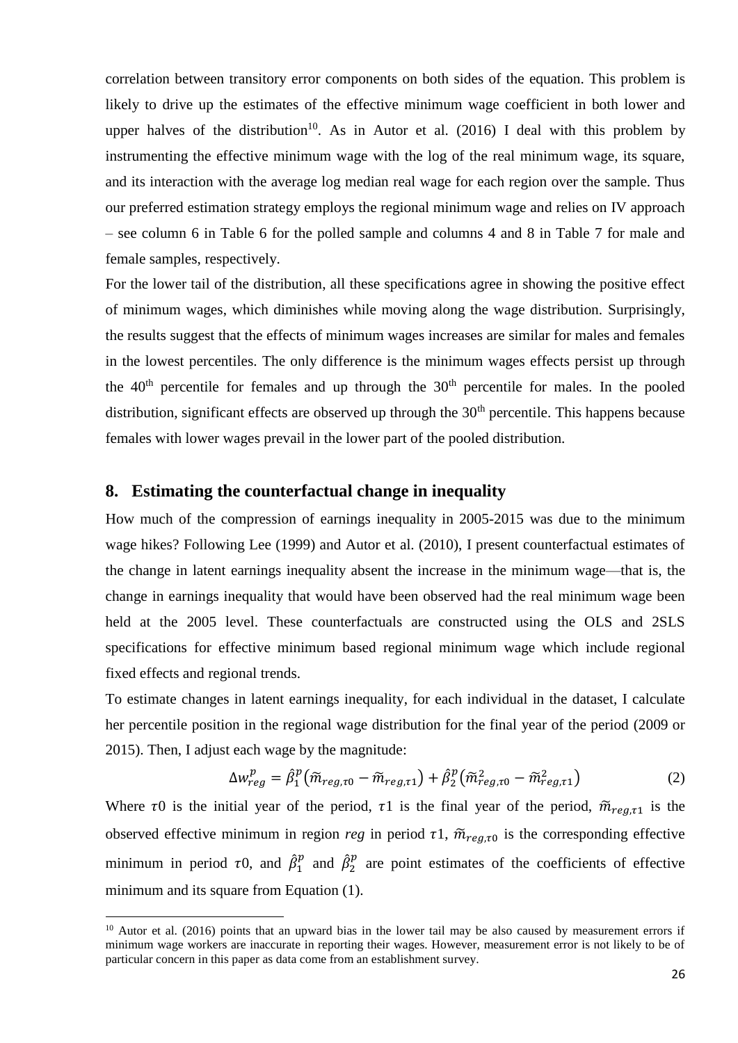correlation between transitory error components on both sides of the equation. This problem is likely to drive up the estimates of the effective minimum wage coefficient in both lower and upper halves of the distribution[10]. As in Autor et al. (2016) I deal with this problem by instrumenting the effective minimum wage with the log of the real minimum wage, its square, and its interaction with the average log median real wage for each region over the sample. Thus our preferred estimation strategy employs the regional minimum wage and relies on IV approach – see column 6 in Table 6 for the polled sample and columns 4 and 8 in Table 7 for male and female samples, respectively.

For the lower tail of the distribution, all these specifications agree in showing the positive effect of minimum wages, which diminishes while moving along the wage distribution. Surprisingly, the results suggest that the effects of minimum wages increases are similar for males and females in the lowest percentiles. The only difference is the minimum wages effects persist up through the 40th percentile for females and up through the 30th percentile for males. In the pooled distribution, significant effects are observed up through the 30th percentile. This happens because females with lower wages prevail in the lower part of the pooled distribution.

## 8. Estimating the counterfactual change in inequality

How much of the compression of earnings inequality in 2005-2015 was due to the minimum wage hikes? Following Lee (1999) and Autor et al. (2010), I present counterfactual estimates of the change in latent earnings inequality absent the increase in the minimum wage—that is, the change in earnings inequality that would have been observed had the real minimum wage been held at the 2005 level. These counterfactuals are constructed using the OLS and 2SLS specifications for effective minimum based regional minimum wage which include regional fixed effects and regional trends.

To estimate changes in latent earnings inequality, for each individual in the dataset, I calculate her percentile position in the regional wage distribution for the final year of the period (2009 or 2015). Then, I adjust each wage by the magnitude:

$$\Delta w_{reg}^{p} = \hat{\beta}_1^p \left(\widetilde{m}_{reg,\tau 0} - \widetilde{m}_{reg,\tau 1}\right) + \hat{\beta}_2^p \left(\widetilde{m}_{reg,\tau 0}^2 - \widetilde{m}_{reg,\tau 1}^2\right) \tag{2}$$

Where $\tau 0$ is the initial year of the period, $\tau 1$ is the final year of the period, $\widetilde{m}_{reg,\tau 1}$ is the observed effective minimum in region *reg* in period $\tau 1$, $\widetilde{m}_{reg,\tau 0}$ is the corresponding effective minimum in period $\tau 0$, and $\hat{\beta}_1^p$ and $\hat{\beta}_2^p$ are point estimates of the coefficients of effective minimum and its square from Equation (1).

[10] Autor et al. (2016) points that an upward bias in the lower tail may be also caused by measurement errors if minimum wage workers are inaccurate in reporting their wages. However, measurement error is not likely to be of particular concern in this paper as data come from an establishment survey.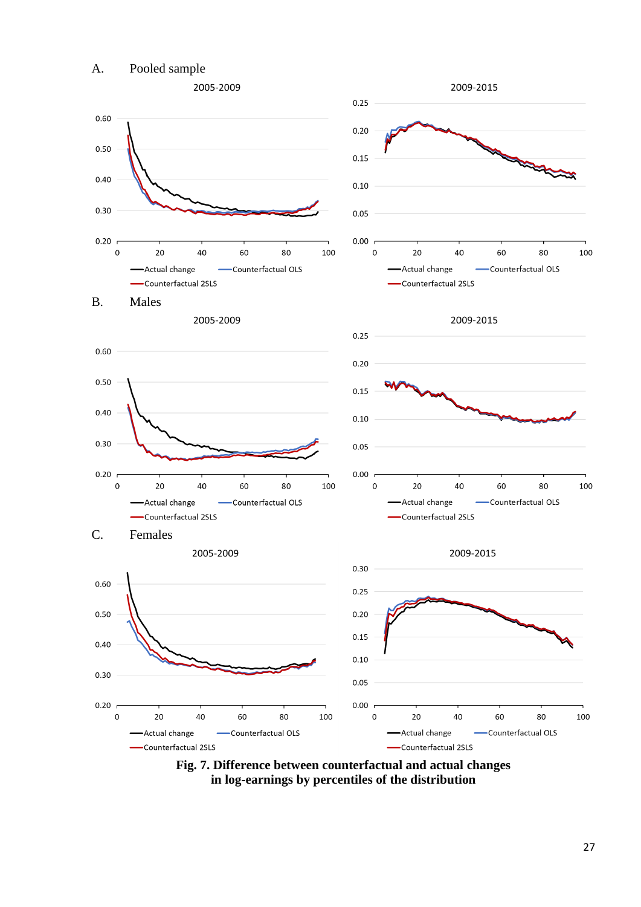A. Pooled sample

B. Males

C. Females

**Fig. 7. Difference between counterfactual and actual changes in log-earnings by percentiles of the distribution**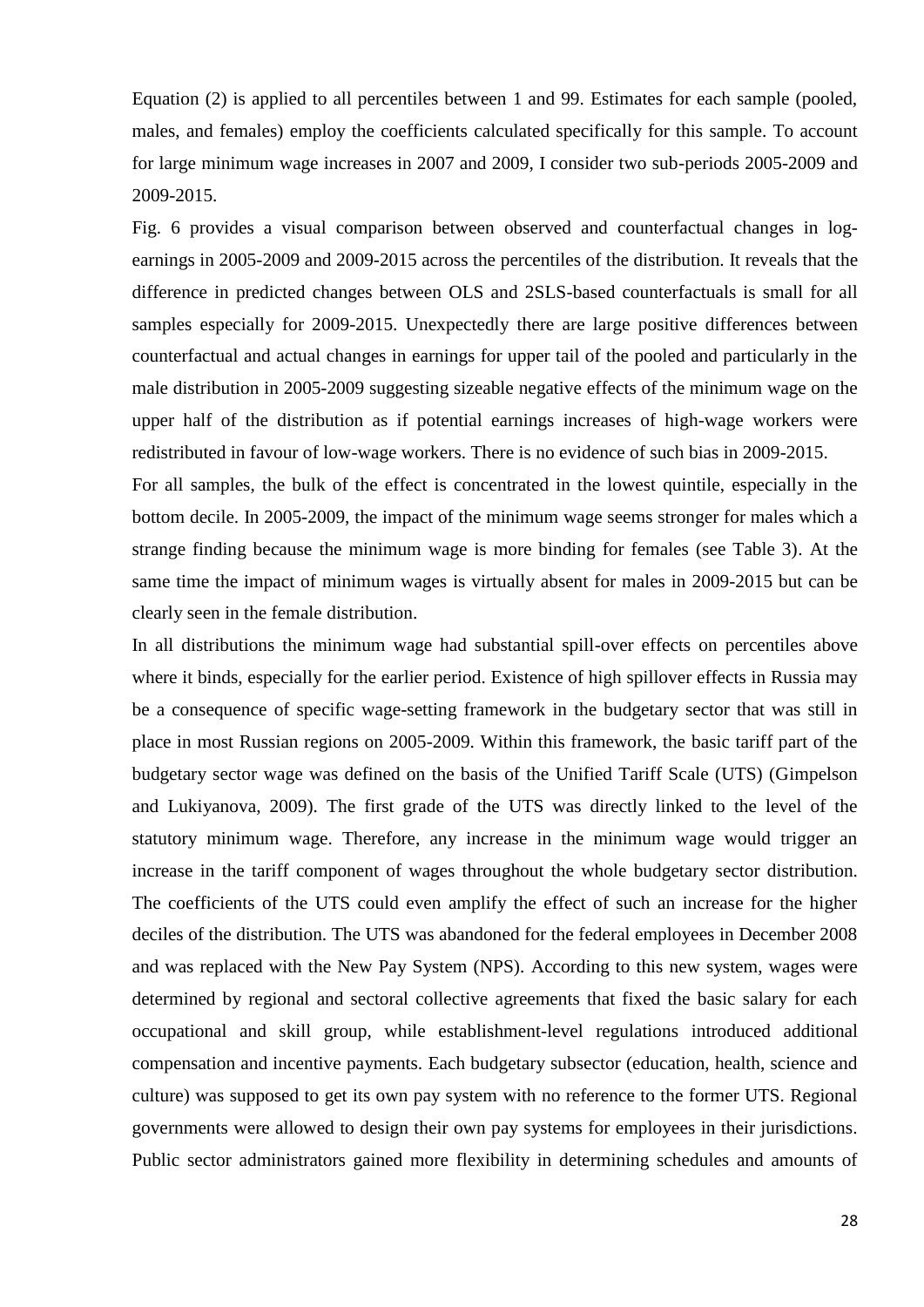Equation (2) is applied to all percentiles between 1 and 99. Estimates for each sample (pooled, males, and females) employ the coefficients calculated specifically for this sample. To account for large minimum wage increases in 2007 and 2009, I consider two sub-periods 2005-2009 and 2009-2015.

Fig. 6 provides a visual comparison between observed and counterfactual changes in log-earnings in 2005-2009 and 2009-2015 across the percentiles of the distribution. It reveals that the difference in predicted changes between OLS and 2SLS-based counterfactuals is small for all samples especially for 2009-2015. Unexpectedly there are large positive differences between counterfactual and actual changes in earnings for upper tail of the pooled and particularly in the male distribution in 2005-2009 suggesting sizeable negative effects of the minimum wage on the upper half of the distribution as if potential earnings increases of high-wage workers were redistributed in favour of low-wage workers. There is no evidence of such bias in 2009-2015.

For all samples, the bulk of the effect is concentrated in the lowest quintile, especially in the bottom decile. In 2005-2009, the impact of the minimum wage seems stronger for males which a strange finding because the minimum wage is more binding for females (see Table 3). At the same time the impact of minimum wages is virtually absent for males in 2009-2015 but can be clearly seen in the female distribution.

In all distributions the minimum wage had substantial spill-over effects on percentiles above where it binds, especially for the earlier period. Existence of high spillover effects in Russia may be a consequence of specific wage-setting framework in the budgetary sector that was still in place in most Russian regions on 2005-2009. Within this framework, the basic tariff part of the budgetary sector wage was defined on the basis of the Unified Tariff Scale (UTS) (Gimpelson and Lukiyanova, 2009). The first grade of the UTS was directly linked to the level of the statutory minimum wage. Therefore, any increase in the minimum wage would trigger an increase in the tariff component of wages throughout the whole budgetary sector distribution. The coefficients of the UTS could even amplify the effect of such an increase for the higher deciles of the distribution. The UTS was abandoned for the federal employees in December 2008 and was replaced with the New Pay System (NPS). According to this new system, wages were determined by regional and sectoral collective agreements that fixed the basic salary for each occupational and skill group, while establishment-level regulations introduced additional compensation and incentive payments. Each budgetary subsector (education, health, science and culture) was supposed to get its own pay system with no reference to the former UTS. Regional governments were allowed to design their own pay systems for employees in their jurisdictions. Public sector administrators gained more flexibility in determining schedules and amounts of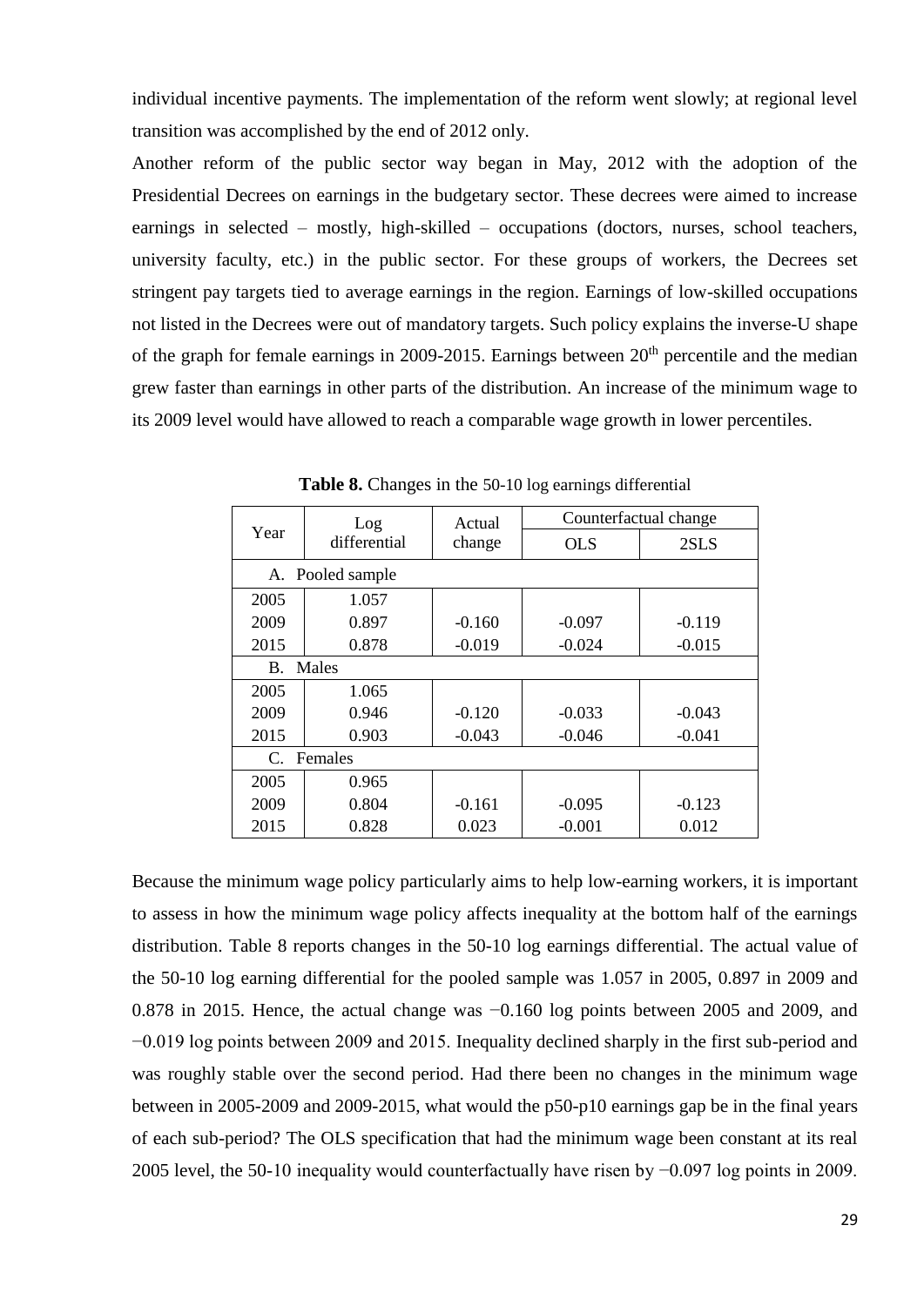individual incentive payments. The implementation of the reform went slowly; at regional level transition was accomplished by the end of 2012 only.

Another reform of the public sector way began in May, 2012 with the adoption of the Presidential Decrees on earnings in the budgetary sector. These decrees were aimed to increase earnings in selected – mostly, high-skilled – occupations (doctors, nurses, school teachers, university faculty, etc.) in the public sector. For these groups of workers, the Decrees set stringent pay targets tied to average earnings in the region. Earnings of low-skilled occupations not listed in the Decrees were out of mandatory targets. Such policy explains the inverse-U shape of the graph for female earnings in 2009-2015. Earnings between 20th percentile and the median grew faster than earnings in other parts of the distribution. An increase of the minimum wage to its 2009 level would have allowed to reach a comparable wage growth in lower percentiles.

**Table 8.** Changes in the 50-10 log earnings differential

| Year | Log differential | Actual change | Counterfactual change | |
|---|---|---|---|---|
| | | | OLS | 2SLS |
| A. Pooled sample | | | | |
| 2005 | 1.057 | | | |
| 2009 | 0.897 | -0.160 | -0.097 | -0.119 |
| 2015 | 0.878 | -0.019 | -0.024 | -0.015 |
| B. Males | | | | |
| 2005 | 1.065 | | | |
| 2009 | 0.946 | -0.120 | -0.033 | -0.043 |
| 2015 | 0.903 | -0.043 | -0.046 | -0.041 |
| C. Females | | | | |
| 2005 | 0.965 | | | |
| 2009 | 0.804 | -0.161 | -0.095 | -0.123 |
| 2015 | 0.828 | 0.023 | -0.001 | 0.012 |

Because the minimum wage policy particularly aims to help low-earning workers, it is important to assess in how the minimum wage policy affects inequality at the bottom half of the earnings distribution. Table 8 reports changes in the 50-10 log earnings differential. The actual value of the 50-10 log earning differential for the pooled sample was 1.057 in 2005, 0.897 in 2009 and 0.878 in 2015. Hence, the actual change was −0.160 log points between 2005 and 2009, and −0.019 log points between 2009 and 2015. Inequality declined sharply in the first sub-period and was roughly stable over the second period. Had there been no changes in the minimum wage between in 2005-2009 and 2009-2015, what would the p50-p10 earnings gap be in the final years of each sub-period? The OLS specification that had the minimum wage been constant at its real 2005 level, the 50-10 inequality would counterfactually have risen by −0.097 log points in 2009.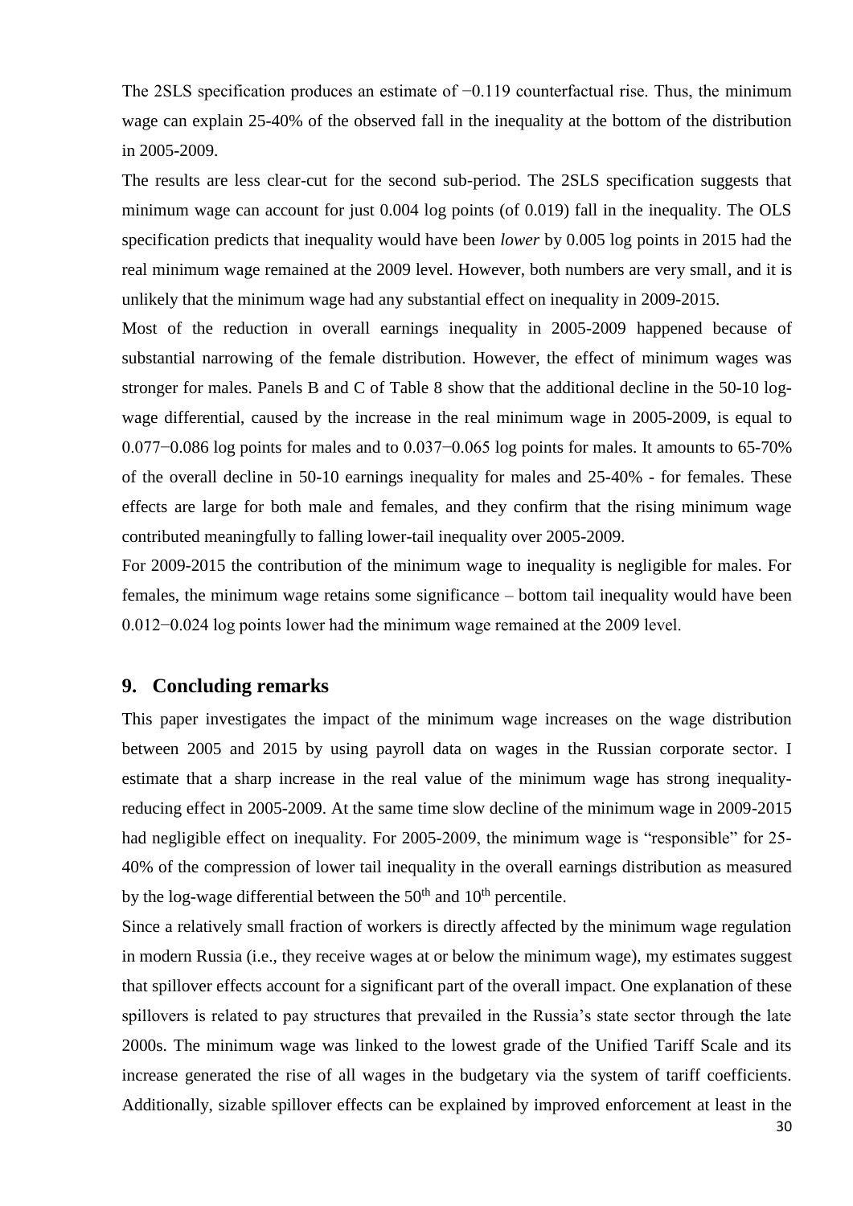The 2SLS specification produces an estimate of −0.119 counterfactual rise. Thus, the minimum wage can explain 25-40% of the observed fall in the inequality at the bottom of the distribution in 2005-2009.

The results are less clear-cut for the second sub-period. The 2SLS specification suggests that minimum wage can account for just 0.004 log points (of 0.019) fall in the inequality. The OLS specification predicts that inequality would have been *lower* by 0.005 log points in 2015 had the real minimum wage remained at the 2009 level. However, both numbers are very small, and it is unlikely that the minimum wage had any substantial effect on inequality in 2009-2015.

Most of the reduction in overall earnings inequality in 2005-2009 happened because of substantial narrowing of the female distribution. However, the effect of minimum wages was stronger for males. Panels B and C of Table 8 show that the additional decline in the 50-10 log-wage differential, caused by the increase in the real minimum wage in 2005-2009, is equal to 0.077−0.086 log points for males and to 0.037−0.065 log points for males. It amounts to 65-70% of the overall decline in 50-10 earnings inequality for males and 25-40% - for females. These effects are large for both male and females, and they confirm that the rising minimum wage contributed meaningfully to falling lower-tail inequality over 2005-2009.

For 2009-2015 the contribution of the minimum wage to inequality is negligible for males. For females, the minimum wage retains some significance – bottom tail inequality would have been 0.012−0.024 log points lower had the minimum wage remained at the 2009 level.

## 9. Concluding remarks

This paper investigates the impact of the minimum wage increases on the wage distribution between 2005 and 2015 by using payroll data on wages in the Russian corporate sector. I estimate that a sharp increase in the real value of the minimum wage has strong inequality-reducing effect in 2005-2009. At the same time slow decline of the minimum wage in 2009-2015 had negligible effect on inequality. For 2005-2009, the minimum wage is "responsible" for 25-40% of the compression of lower tail inequality in the overall earnings distribution as measured by the log-wage differential between the $50^{th}$ and $10^{th}$ percentile.

Since a relatively small fraction of workers is directly affected by the minimum wage regulation in modern Russia (i.e., they receive wages at or below the minimum wage), my estimates suggest that spillover effects account for a significant part of the overall impact. One explanation of these spillovers is related to pay structures that prevailed in the Russia's state sector through the late 2000s. The minimum wage was linked to the lowest grade of the Unified Tariff Scale and its increase generated the rise of all wages in the budgetary via the system of tariff coefficients. Additionally, sizable spillover effects can be explained by improved enforcement at least in the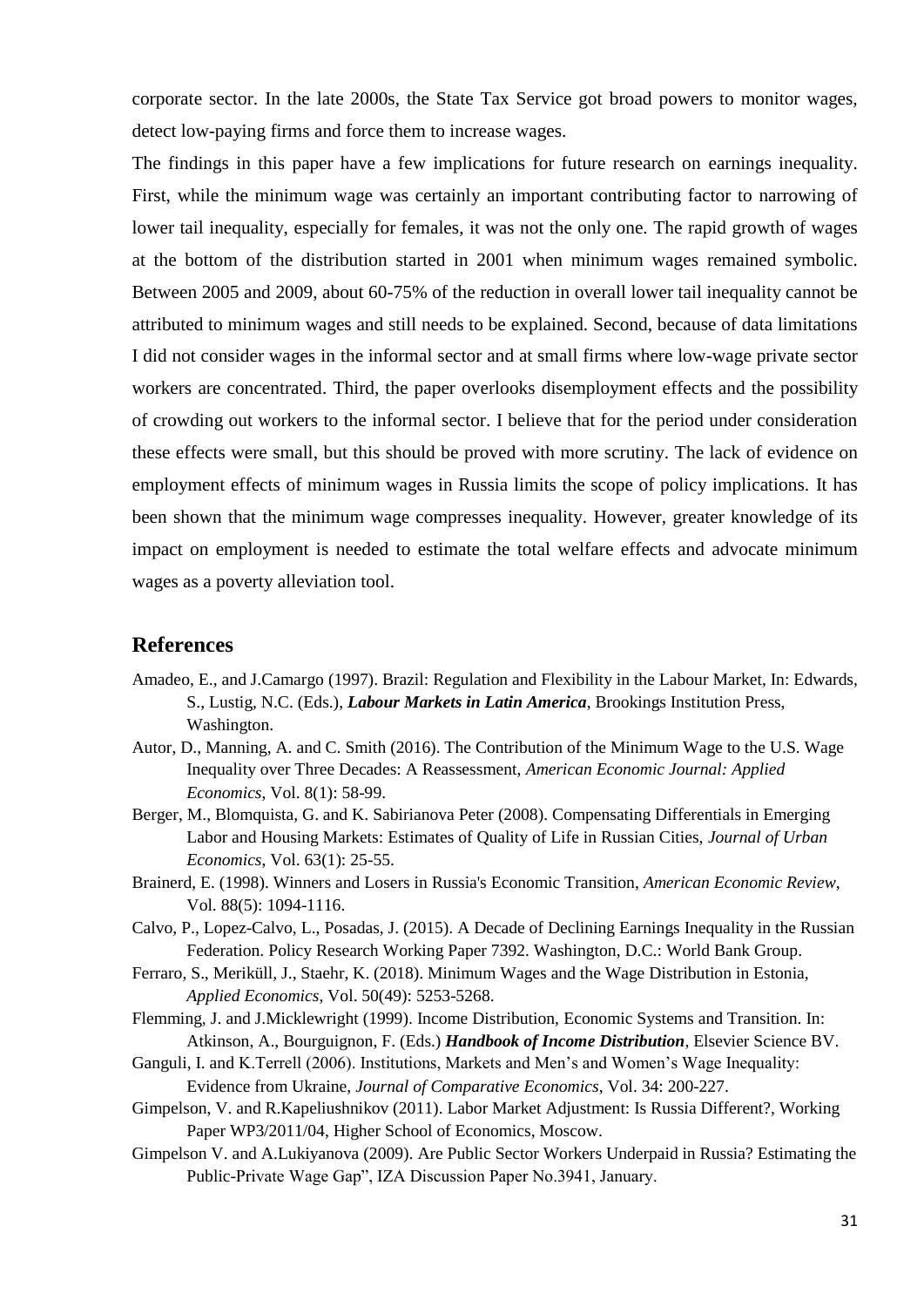corporate sector. In the late 2000s, the State Tax Service got broad powers to monitor wages, detect low-paying firms and force them to increase wages.

The findings in this paper have a few implications for future research on earnings inequality. First, while the minimum wage was certainly an important contributing factor to narrowing of lower tail inequality, especially for females, it was not the only one. The rapid growth of wages at the bottom of the distribution started in 2001 when minimum wages remained symbolic. Between 2005 and 2009, about 60-75% of the reduction in overall lower tail inequality cannot be attributed to minimum wages and still needs to be explained. Second, because of data limitations I did not consider wages in the informal sector and at small firms where low-wage private sector workers are concentrated. Third, the paper overlooks disemployment effects and the possibility of crowding out workers to the informal sector. I believe that for the period under consideration these effects were small, but this should be proved with more scrutiny. The lack of evidence on employment effects of minimum wages in Russia limits the scope of policy implications. It has been shown that the minimum wage compresses inequality. However, greater knowledge of its impact on employment is needed to estimate the total welfare effects and advocate minimum wages as a poverty alleviation tool.

## References

Amadeo, E., and J.Camargo (1997). Brazil: Regulation and Flexibility in the Labour Market, In: Edwards, S., Lustig, N.C. (Eds.), ***Labour Markets in Latin America***, Brookings Institution Press, Washington.

Autor, D., Manning, A. and C. Smith (2016). The Contribution of the Minimum Wage to the U.S. Wage Inequality over Three Decades: A Reassessment, *American Economic Journal: Applied Economics*, Vol. 8(1): 58-99.

Berger, M., Blomquista, G. and K. Sabirianova Peter (2008). Compensating Differentials in Emerging Labor and Housing Markets: Estimates of Quality of Life in Russian Cities, *Journal of Urban Economics*, Vol. 63(1): 25-55.

Brainerd, E. (1998). Winners and Losers in Russia's Economic Transition, *American Economic Review*, Vol. 88(5): 1094-1116.

Calvo, P., Lopez-Calvo, L., Posadas, J. (2015). A Decade of Declining Earnings Inequality in the Russian Federation. Policy Research Working Paper 7392. Washington, D.C.: World Bank Group.

Ferraro, S., Meriküll, J., Staehr, K. (2018). Minimum Wages and the Wage Distribution in Estonia, *Applied Economics*, Vol. 50(49): 5253-5268.

Flemming, J. and J.Micklewright (1999). Income Distribution, Economic Systems and Transition. In: Atkinson, A., Bourguignon, F. (Eds.) ***Handbook of Income Distribution***, Elsevier Science BV.

Ganguli, I. and K.Terrell (2006). Institutions, Markets and Men's and Women's Wage Inequality: Evidence from Ukraine, *Journal of Comparative Economics*, Vol. 34: 200-227.

Gimpelson, V. and R.Kapeliushnikov (2011). Labor Market Adjustment: Is Russia Different?, Working Paper WP3/2011/04, Higher School of Economics, Moscow.

Gimpelson V. and A.Lukiyanova (2009). Are Public Sector Workers Underpaid in Russia? Estimating the Public-Private Wage Gap", IZA Discussion Paper No.3941, January.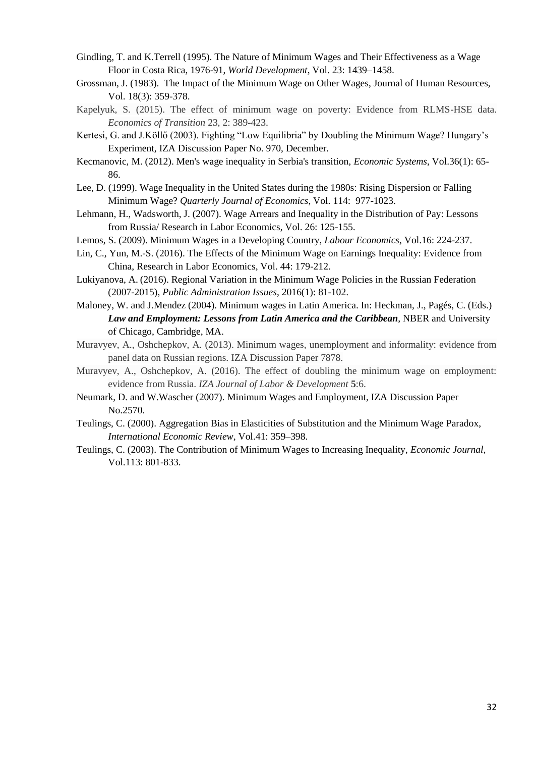Gindling, T. and K.Terrell (1995). The Nature of Minimum Wages and Their Effectiveness as a Wage Floor in Costa Rica, 1976-91, *World Development*, Vol. 23: 1439–1458.

Grossman, J. (1983). The Impact of the Minimum Wage on Other Wages, Journal of Human Resources, Vol. 18(3): 359-378.

Kapelyuk, S. (2015). The effect of minimum wage on poverty: Evidence from RLMS-HSE data. *Economics of Transition* 23, 2: 389-423.

Kertesi, G. and J.Köllő (2003). Fighting "Low Equilibria" by Doubling the Minimum Wage? Hungary's Experiment, IZA Discussion Paper No. 970, December.

Kecmanovic, M. (2012). Men's wage inequality in Serbia's transition, *Economic Systems*, Vol.36(1): 65-86.

Lee, D. (1999). Wage Inequality in the United States during the 1980s: Rising Dispersion or Falling Minimum Wage? *Quarterly Journal of Economics*, Vol. 114: 977-1023.

Lehmann, H., Wadsworth, J. (2007). Wage Arrears and Inequality in the Distribution of Pay: Lessons from Russia/ Research in Labor Economics, Vol. 26: 125-155.

Lemos, S. (2009). Minimum Wages in a Developing Country, *Labour Economics*, Vol.16: 224-237.

Lin, C., Yun, M.-S. (2016). The Effects of the Minimum Wage on Earnings Inequality: Evidence from China, Research in Labor Economics, Vol. 44: 179-212.

Lukiyanova, A. (2016). Regional Variation in the Minimum Wage Policies in the Russian Federation (2007-2015), *Public Administration Issues*, 2016(1): 81-102.

Maloney, W. and J.Mendez (2004). Minimum wages in Latin America. In: Heckman, J., Pagés, C. (Eds.) ***Law and Employment: Lessons from Latin America and the Caribbean***, NBER and University of Chicago, Cambridge, MA.

Muravyev, A., Oshchepkov, A. (2013). Minimum wages, unemployment and informality: evidence from panel data on Russian regions. IZA Discussion Paper 7878.

Muravyev, A., Oshchepkov, A. (2016). The effect of doubling the minimum wage on employment: evidence from Russia. *IZA Journal of Labor & Development* **5**:6.

Neumark, D. and W.Wascher (2007). Minimum Wages and Employment, IZA Discussion Paper No.2570.

Teulings, C. (2000). Aggregation Bias in Elasticities of Substitution and the Minimum Wage Paradox, *International Economic Review*, Vol.41: 359–398.

Teulings, C. (2003). The Contribution of Minimum Wages to Increasing Inequality, *Economic Journal*, Vol.113: 801-833.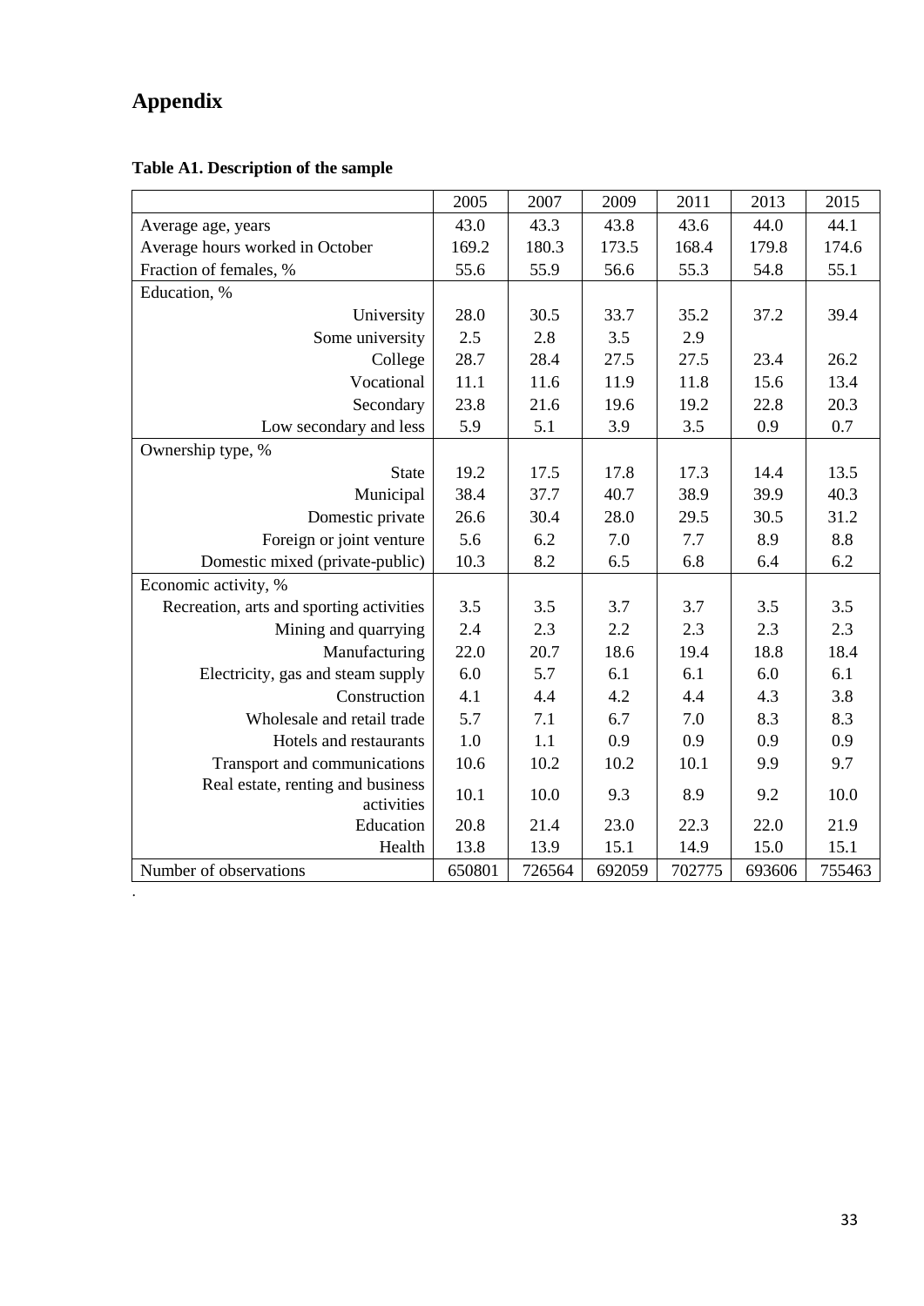# Appendix

**Table A1. Description of the sample**

| | 2005 | 2007 | 2009 | 2011 | 2013 | 2015 |
|---|---|---|---|---|---|---|
| Average age, years | 43.0 | 43.3 | 43.8 | 43.6 | 44.0 | 44.1 |
| Average hours worked in October | 169.2 | 180.3 | 173.5 | 168.4 | 179.8 | 174.6 |
| Fraction of females, % | 55.6 | 55.9 | 56.6 | 55.3 | 54.8 | 55.1 |
| Education, % | | | | | | |
| University | 28.0 | 30.5 | 33.7 | 35.2 | 37.2 | 39.4 |
| Some university | 2.5 | 2.8 | 3.5 | 2.9 | | |
| College | 28.7 | 28.4 | 27.5 | 27.5 | 23.4 | 26.2 |
| Vocational | 11.1 | 11.6 | 11.9 | 11.8 | 15.6 | 13.4 |
| Secondary | 23.8 | 21.6 | 19.6 | 19.2 | 22.8 | 20.3 |
| Low secondary and less | 5.9 | 5.1 | 3.9 | 3.5 | 0.9 | 0.7 |
| Ownership type, % | | | | | | |
| State | 19.2 | 17.5 | 17.8 | 17.3 | 14.4 | 13.5 |
| Municipal | 38.4 | 37.7 | 40.7 | 38.9 | 39.9 | 40.3 |
| Domestic private | 26.6 | 30.4 | 28.0 | 29.5 | 30.5 | 31.2 |
| Foreign or joint venture | 5.6 | 6.2 | 7.0 | 7.7 | 8.9 | 8.8 |
| Domestic mixed (private-public) | 10.3 | 8.2 | 6.5 | 6.8 | 6.4 | 6.2 |
| Economic activity, % | | | | | | |
| Recreation, arts and sporting activities | 3.5 | 3.5 | 3.7 | 3.7 | 3.5 | 3.5 |
| Mining and quarrying | 2.4 | 2.3 | 2.2 | 2.3 | 2.3 | 2.3 |
| Manufacturing | 22.0 | 20.7 | 18.6 | 19.4 | 18.8 | 18.4 |
| Electricity, gas and steam supply | 6.0 | 5.7 | 6.1 | 6.1 | 6.0 | 6.1 |
| Construction | 4.1 | 4.4 | 4.2 | 4.4 | 4.3 | 3.8 |
| Wholesale and retail trade | 5.7 | 7.1 | 6.7 | 7.0 | 8.3 | 8.3 |
| Hotels and restaurants | 1.0 | 1.1 | 0.9 | 0.9 | 0.9 | 0.9 |
| Transport and communications | 10.6 | 10.2 | 10.2 | 10.1 | 9.9 | 9.7 |
| Real estate, renting and business activities | 10.1 | 10.0 | 9.3 | 8.9 | 9.2 | 10.0 |
| Education | 20.8 | 21.4 | 23.0 | 22.3 | 22.0 | 21.9 |
| Health | 13.8 | 13.9 | 15.1 | 14.9 | 15.0 | 15.1 |
| Number of observations | 650801 | 726564 | 692059 | 702775 | 693606 | 755463 |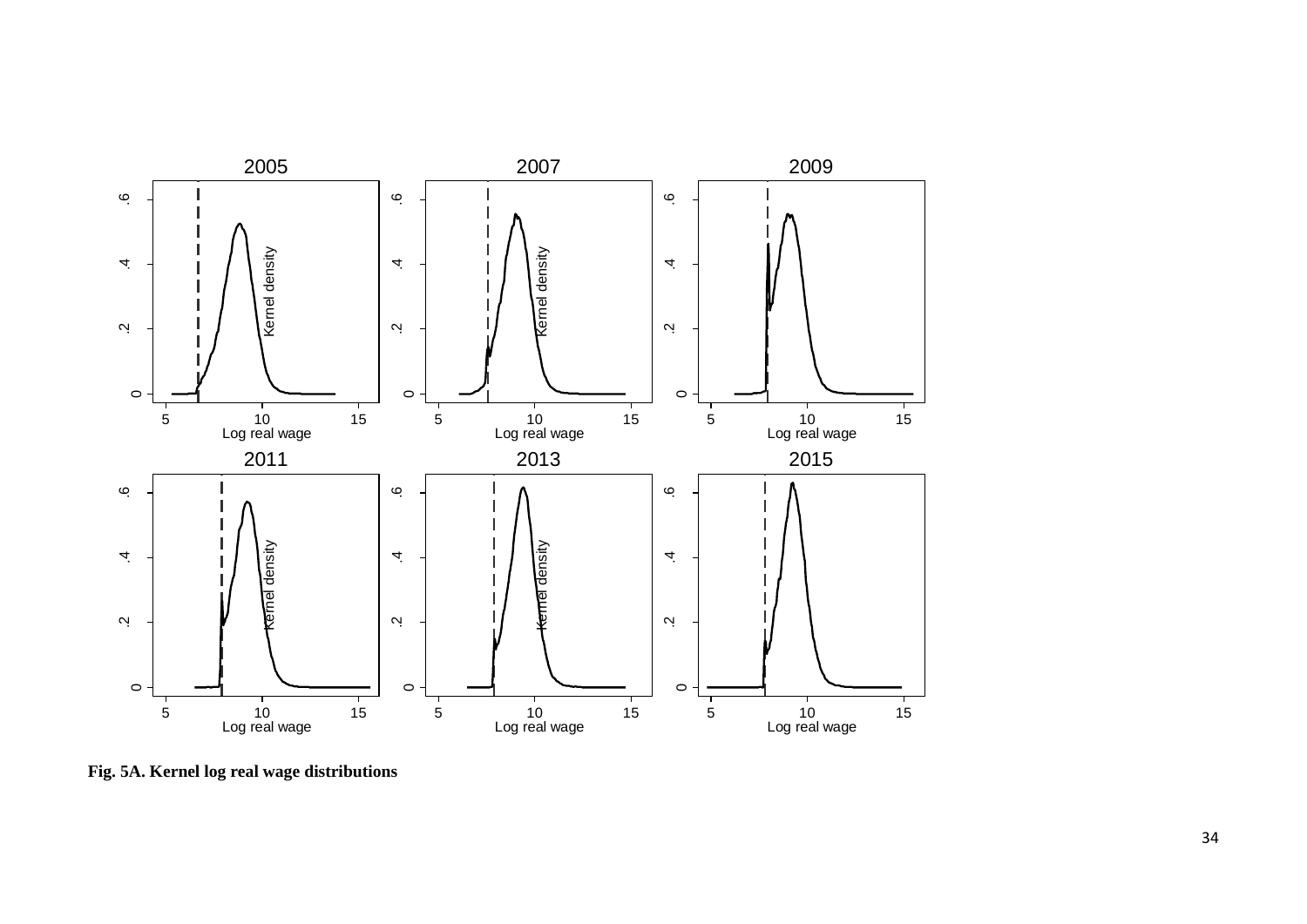**Fig. 5A. Kernel log real wage distributions**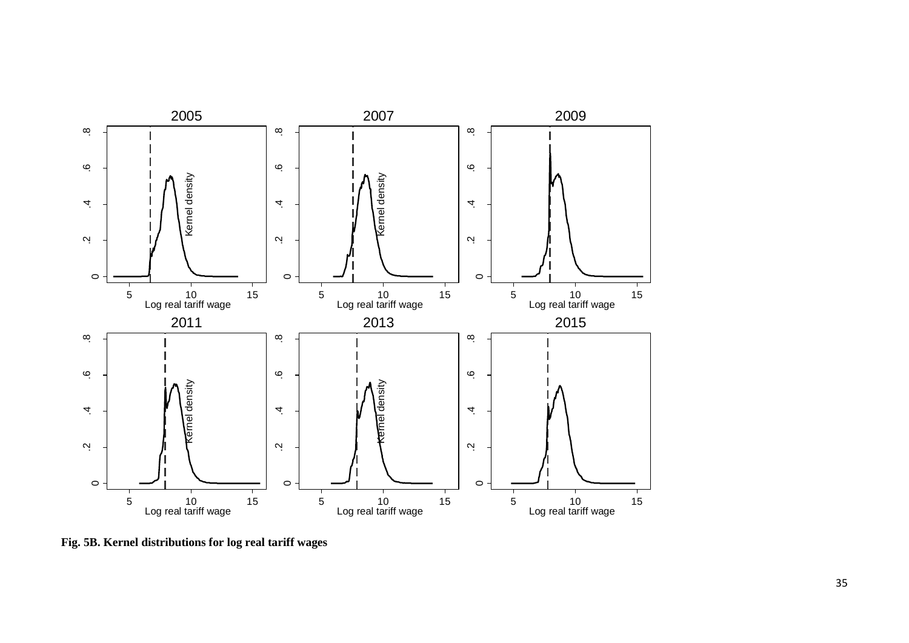2005

2007

2009

2011

2013

2015

Kernel density

0 .2 .4 .6 .8

5 10 15

Log real tariff wage

**Fig. 5B. Kernel distributions for log real tariff wages**